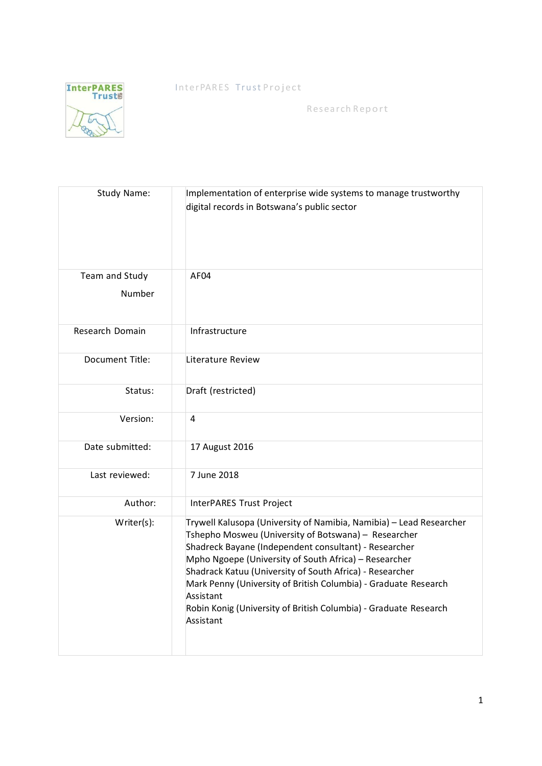InterPARES Trust Project

Research Report

| | |
|---|---|
| Study Name: | Implementation of enterprise wide systems to manage trustworthy digital records in Botswana's public sector |
| Team and Study Number | AF04 |
| Research Domain | Infrastructure |
| Document Title: | Literature Review |
| Status: | Draft (restricted) |
| Version: | 4 |
| Date submitted: | 17 August 2016 |
| Last reviewed: | 7 June 2018 |
| Author: | InterPARES Trust Project |
| Writer(s): | Trywell Kalusopa (University of Namibia, Namibia) – Lead Researcher<br>Tshepho Mosweu (University of Botswana) – Researcher<br>Shadreck Bayane (Independent consultant) - Researcher<br>Mpho Ngoepe (University of South Africa) – Researcher<br>Shadrack Katuu (University of South Africa) - Researcher<br>Mark Penny (University of British Columbia) - Graduate Research Assistant<br>Robin Konig (University of British Columbia) - Graduate Research Assistant |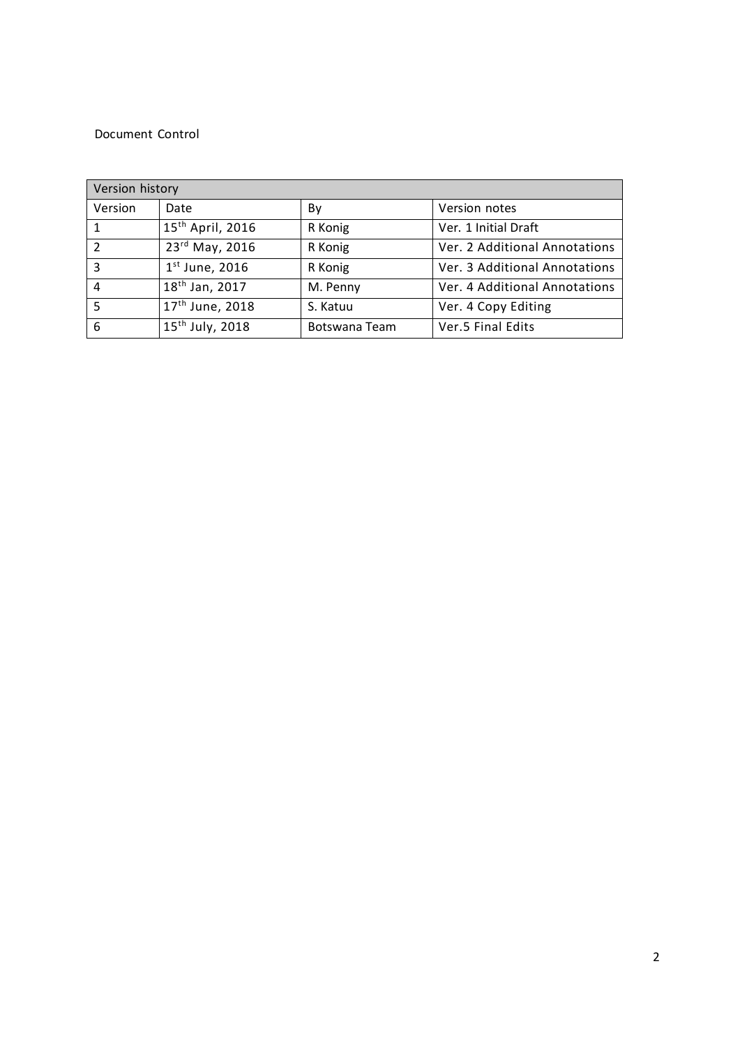Document Control

| Version history | | | |
|---|---|---|---|
| Version | Date | By | Version notes |
| 1 | 15th April, 2016 | R Konig | Ver. 1 Initial Draft |
| 2 | 23rd May, 2016 | R Konig | Ver. 2 Additional Annotations |
| 3 | 1st June, 2016 | R Konig | Ver. 3 Additional Annotations |
| 4 | 18th Jan, 2017 | M. Penny | Ver. 4 Additional Annotations |
| 5 | 17th June, 2018 | S. Katuu | Ver. 4 Copy Editing |
| 6 | 15th July, 2018 | Botswana Team | Ver.5 Final Edits |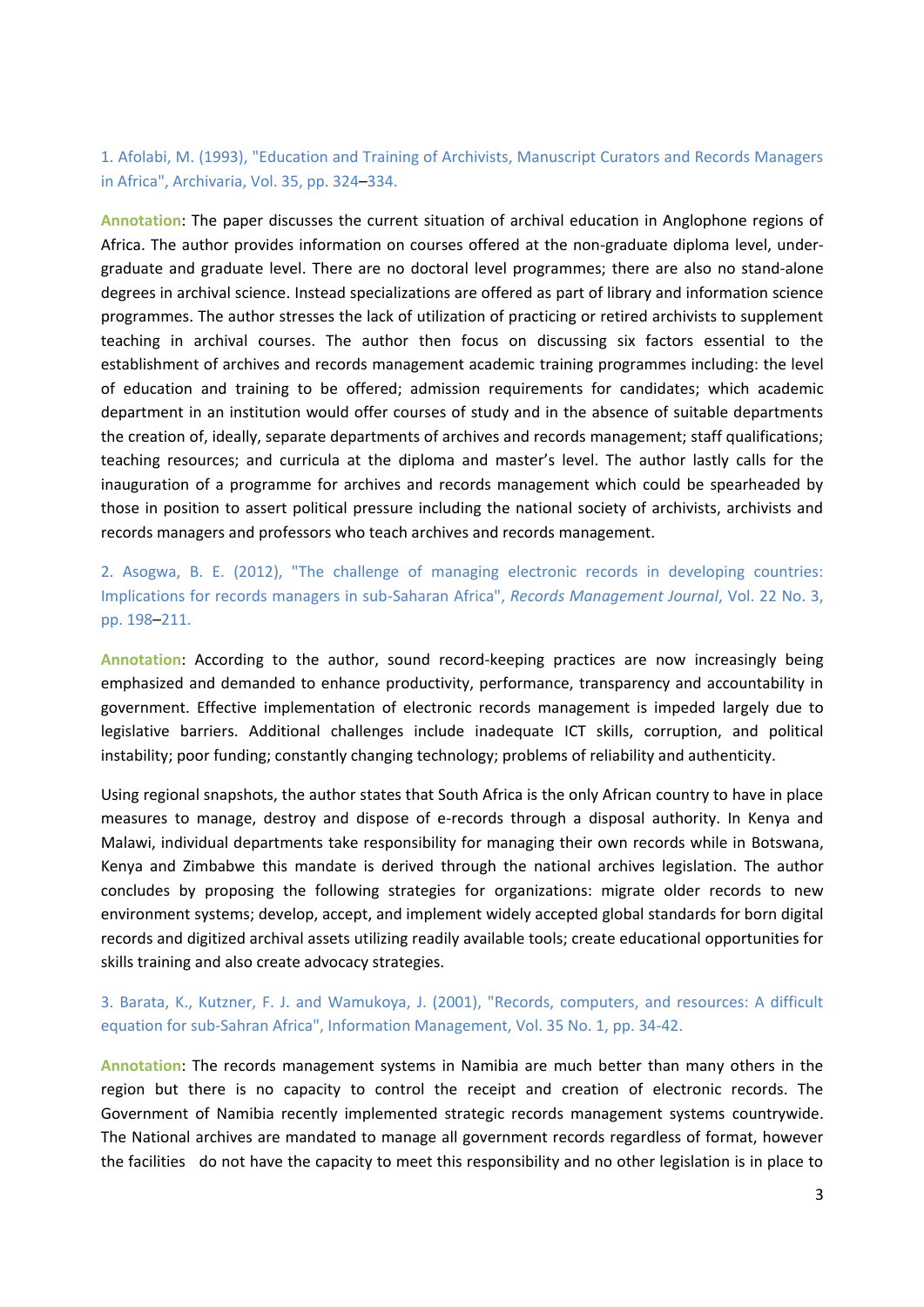1. Afolabi, M. (1993), "Education and Training of Archivists, Manuscript Curators and Records Managers in Africa", Archivaria, Vol. 35, pp. 324–334.

**Annotation**: The paper discusses the current situation of archival education in Anglophone regions of Africa. The author provides information on courses offered at the non-graduate diploma level, under-graduate and graduate level. There are no doctoral level programmes; there are also no stand-alone degrees in archival science. Instead specializations are offered as part of library and information science programmes. The author stresses the lack of utilization of practicing or retired archivists to supplement teaching in archival courses. The author then focus on discussing six factors essential to the establishment of archives and records management academic training programmes including: the level of education and training to be offered; admission requirements for candidates; which academic department in an institution would offer courses of study and in the absence of suitable departments the creation of, ideally, separate departments of archives and records management; staff qualifications; teaching resources; and curricula at the diploma and master's level. The author lastly calls for the inauguration of a programme for archives and records management which could be spearheaded by those in position to assert political pressure including the national society of archivists, archivists and records managers and professors who teach archives and records management.

2. Asogwa, B. E. (2012), "The challenge of managing electronic records in developing countries: Implications for records managers in sub-Saharan Africa", *Records Management Journal*, Vol. 22 No. 3, pp. 198–211.

**Annotation**: According to the author, sound record-keeping practices are now increasingly being emphasized and demanded to enhance productivity, performance, transparency and accountability in government. Effective implementation of electronic records management is impeded largely due to legislative barriers. Additional challenges include inadequate ICT skills, corruption, and political instability; poor funding; constantly changing technology; problems of reliability and authenticity.

Using regional snapshots, the author states that South Africa is the only African country to have in place measures to manage, destroy and dispose of e-records through a disposal authority. In Kenya and Malawi, individual departments take responsibility for managing their own records while in Botswana, Kenya and Zimbabwe this mandate is derived through the national archives legislation. The author concludes by proposing the following strategies for organizations: migrate older records to new environment systems; develop, accept, and implement widely accepted global standards for born digital records and digitized archival assets utilizing readily available tools; create educational opportunities for skills training and also create advocacy strategies.

3. Barata, K., Kutzner, F. J. and Wamukoya, J. (2001), "Records, computers, and resources: A difficult equation for sub-Sahran Africa", Information Management, Vol. 35 No. 1, pp. 34-42.

**Annotation**: The records management systems in Namibia are much better than many others in the region but there is no capacity to control the receipt and creation of electronic records. The Government of Namibia recently implemented strategic records management systems countrywide. The National archives are mandated to manage all government records regardless of format, however the facilities do not have the capacity to meet this responsibility and no other legislation is in place to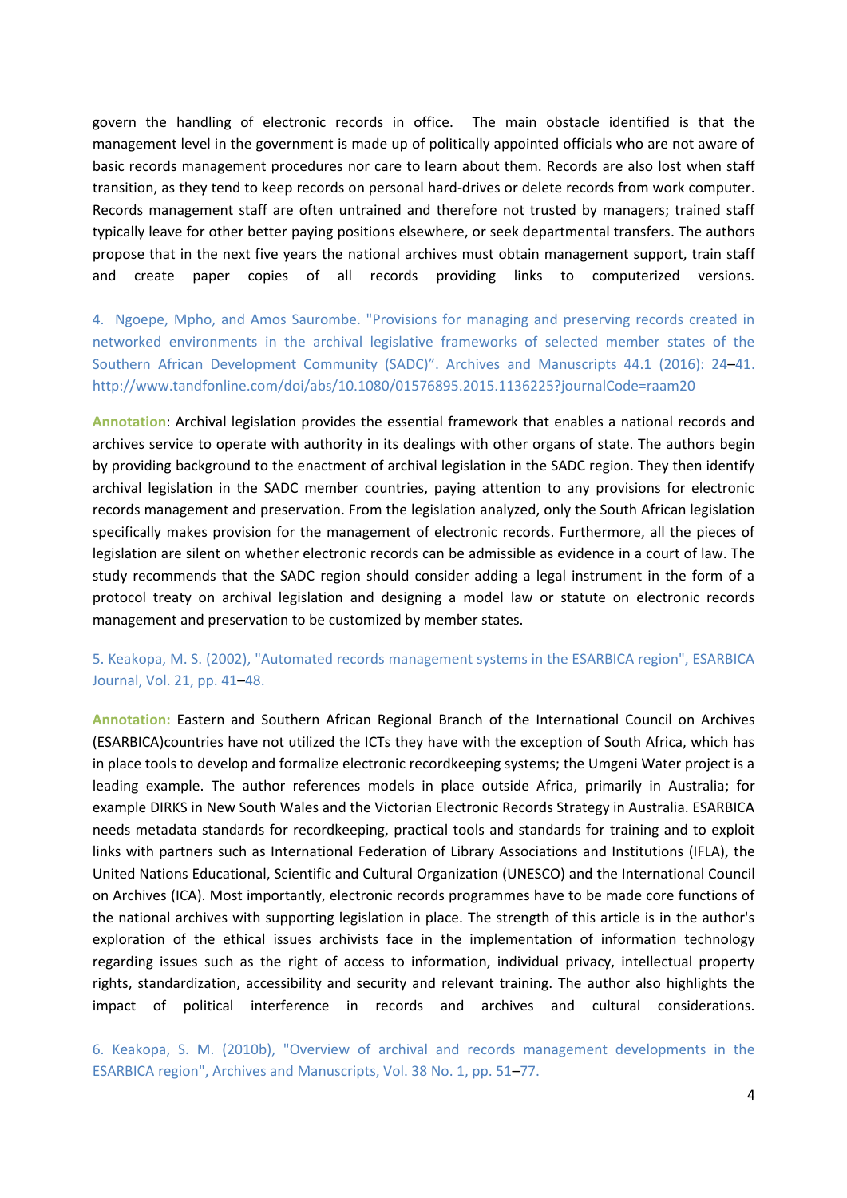govern the handling of electronic records in office. The main obstacle identified is that the management level in the government is made up of politically appointed officials who are not aware of basic records management procedures nor care to learn about them. Records are also lost when staff transition, as they tend to keep records on personal hard-drives or delete records from work computer. Records management staff are often untrained and therefore not trusted by managers; trained staff typically leave for other better paying positions elsewhere, or seek departmental transfers. The authors propose that in the next five years the national archives must obtain management support, train staff and create paper copies of all records providing links to computerized versions.

4. Ngoepe, Mpho, and Amos Saurombe. "Provisions for managing and preserving records created in networked environments in the archival legislative frameworks of selected member states of the Southern African Development Community (SADC)". Archives and Manuscripts 44.1 (2016): 24–41. http://www.tandfonline.com/doi/abs/10.1080/01576895.2015.1136225?journalCode=raam20

**Annotation**: Archival legislation provides the essential framework that enables a national records and archives service to operate with authority in its dealings with other organs of state. The authors begin by providing background to the enactment of archival legislation in the SADC region. They then identify archival legislation in the SADC member countries, paying attention to any provisions for electronic records management and preservation. From the legislation analyzed, only the South African legislation specifically makes provision for the management of electronic records. Furthermore, all the pieces of legislation are silent on whether electronic records can be admissible as evidence in a court of law. The study recommends that the SADC region should consider adding a legal instrument in the form of a protocol treaty on archival legislation and designing a model law or statute on electronic records management and preservation to be customized by member states.

5. Keakopa, M. S. (2002), "Automated records management systems in the ESARBICA region", ESARBICA Journal, Vol. 21, pp. 41–48.

**Annotation:** Eastern and Southern African Regional Branch of the International Council on Archives (ESARBICA)countries have not utilized the ICTs they have with the exception of South Africa, which has in place tools to develop and formalize electronic recordkeeping systems; the Umgeni Water project is a leading example. The author references models in place outside Africa, primarily in Australia; for example DIRKS in New South Wales and the Victorian Electronic Records Strategy in Australia. ESARBICA needs metadata standards for recordkeeping, practical tools and standards for training and to exploit links with partners such as International Federation of Library Associations and Institutions (IFLA), the United Nations Educational, Scientific and Cultural Organization (UNESCO) and the International Council on Archives (ICA). Most importantly, electronic records programmes have to be made core functions of the national archives with supporting legislation in place. The strength of this article is in the author's exploration of the ethical issues archivists face in the implementation of information technology regarding issues such as the right of access to information, individual privacy, intellectual property rights, standardization, accessibility and security and relevant training. The author also highlights the impact of political interference in records and archives and cultural considerations.

6. Keakopa, S. M. (2010b), "Overview of archival and records management developments in the ESARBICA region", Archives and Manuscripts, Vol. 38 No. 1, pp. 51–77.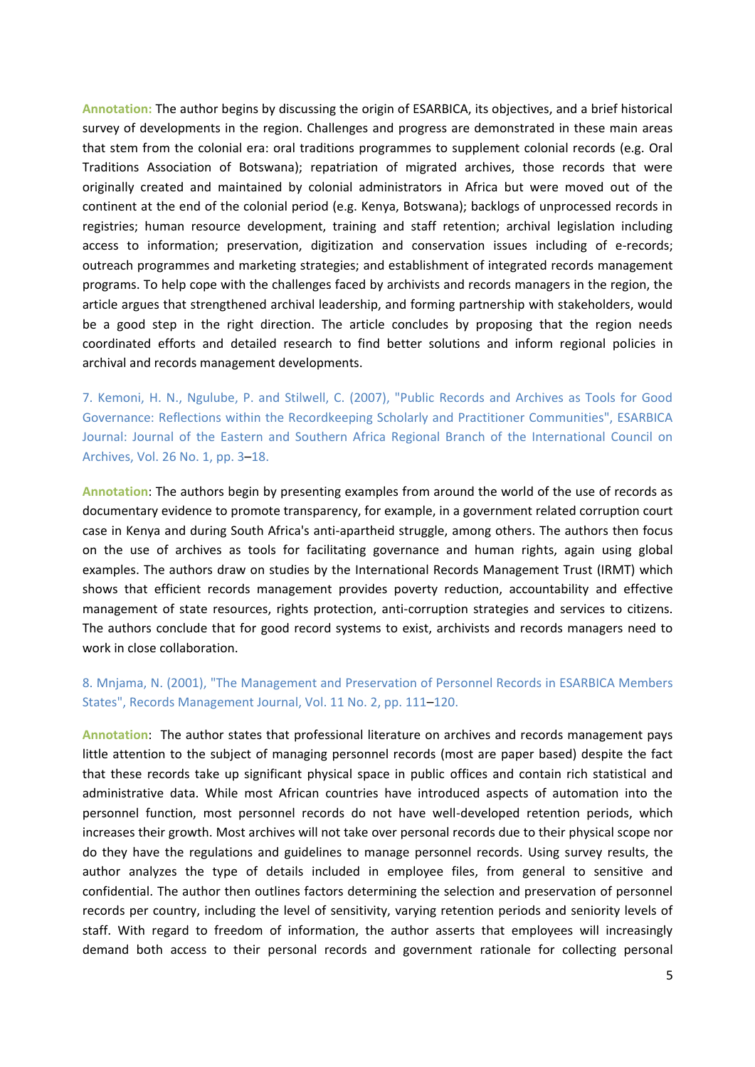**Annotation:** The author begins by discussing the origin of ESARBICA, its objectives, and a brief historical survey of developments in the region. Challenges and progress are demonstrated in these main areas that stem from the colonial era: oral traditions programmes to supplement colonial records (e.g. Oral Traditions Association of Botswana); repatriation of migrated archives, those records that were originally created and maintained by colonial administrators in Africa but were moved out of the continent at the end of the colonial period (e.g. Kenya, Botswana); backlogs of unprocessed records in registries; human resource development, training and staff retention; archival legislation including access to information; preservation, digitization and conservation issues including of e-records; outreach programmes and marketing strategies; and establishment of integrated records management programs. To help cope with the challenges faced by archivists and records managers in the region, the article argues that strengthened archival leadership, and forming partnership with stakeholders, would be a good step in the right direction. The article concludes by proposing that the region needs coordinated efforts and detailed research to find better solutions and inform regional policies in archival and records management developments.

7. Kemoni, H. N., Ngulube, P. and Stilwell, C. (2007), "Public Records and Archives as Tools for Good Governance: Reflections within the Recordkeeping Scholarly and Practitioner Communities", ESARBICA Journal: Journal of the Eastern and Southern Africa Regional Branch of the International Council on Archives, Vol. 26 No. 1, pp. 3–18.

**Annotation**: The authors begin by presenting examples from around the world of the use of records as documentary evidence to promote transparency, for example, in a government related corruption court case in Kenya and during South Africa's anti-apartheid struggle, among others. The authors then focus on the use of archives as tools for facilitating governance and human rights, again using global examples. The authors draw on studies by the International Records Management Trust (IRMT) which shows that efficient records management provides poverty reduction, accountability and effective management of state resources, rights protection, anti-corruption strategies and services to citizens. The authors conclude that for good record systems to exist, archivists and records managers need to work in close collaboration.

8. Mnjama, N. (2001), "The Management and Preservation of Personnel Records in ESARBICA Members States", Records Management Journal, Vol. 11 No. 2, pp. 111–120.

**Annotation**: The author states that professional literature on archives and records management pays little attention to the subject of managing personnel records (most are paper based) despite the fact that these records take up significant physical space in public offices and contain rich statistical and administrative data. While most African countries have introduced aspects of automation into the personnel function, most personnel records do not have well-developed retention periods, which increases their growth. Most archives will not take over personal records due to their physical scope nor do they have the regulations and guidelines to manage personnel records. Using survey results, the author analyzes the type of details included in employee files, from general to sensitive and confidential. The author then outlines factors determining the selection and preservation of personnel records per country, including the level of sensitivity, varying retention periods and seniority levels of staff. With regard to freedom of information, the author asserts that employees will increasingly demand both access to their personal records and government rationale for collecting personal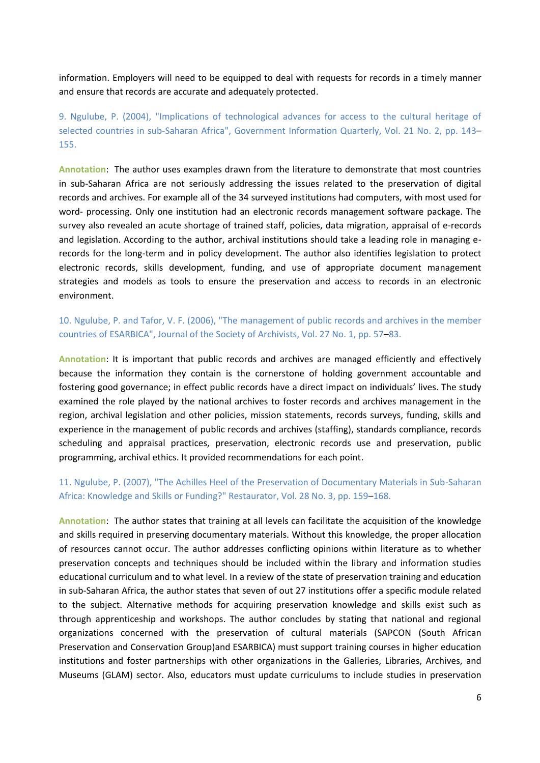information. Employers will need to be equipped to deal with requests for records in a timely manner and ensure that records are accurate and adequately protected.

9. Ngulube, P. (2004), "Implications of technological advances for access to the cultural heritage of selected countries in sub-Saharan Africa", Government Information Quarterly, Vol. 21 No. 2, pp. 143–155.

**Annotation**: The author uses examples drawn from the literature to demonstrate that most countries in sub-Saharan Africa are not seriously addressing the issues related to the preservation of digital records and archives. For example all of the 34 surveyed institutions had computers, with most used for word- processing. Only one institution had an electronic records management software package. The survey also revealed an acute shortage of trained staff, policies, data migration, appraisal of e-records and legislation. According to the author, archival institutions should take a leading role in managing e-records for the long-term and in policy development. The author also identifies legislation to protect electronic records, skills development, funding, and use of appropriate document management strategies and models as tools to ensure the preservation and access to records in an electronic environment.

10. Ngulube, P. and Tafor, V. F. (2006), "The management of public records and archives in the member countries of ESARBICA", Journal of the Society of Archivists, Vol. 27 No. 1, pp. 57–83.

**Annotation**: It is important that public records and archives are managed efficiently and effectively because the information they contain is the cornerstone of holding government accountable and fostering good governance; in effect public records have a direct impact on individuals' lives. The study examined the role played by the national archives to foster records and archives management in the region, archival legislation and other policies, mission statements, records surveys, funding, skills and experience in the management of public records and archives (staffing), standards compliance, records scheduling and appraisal practices, preservation, electronic records use and preservation, public programming, archival ethics. It provided recommendations for each point.

11. Ngulube, P. (2007), "The Achilles Heel of the Preservation of Documentary Materials in Sub-Saharan Africa: Knowledge and Skills or Funding?" Restaurator, Vol. 28 No. 3, pp. 159–168.

**Annotation**: The author states that training at all levels can facilitate the acquisition of the knowledge and skills required in preserving documentary materials. Without this knowledge, the proper allocation of resources cannot occur. The author addresses conflicting opinions within literature as to whether preservation concepts and techniques should be included within the library and information studies educational curriculum and to what level. In a review of the state of preservation training and education in sub-Saharan Africa, the author states that seven of out 27 institutions offer a specific module related to the subject. Alternative methods for acquiring preservation knowledge and skills exist such as through apprenticeship and workshops. The author concludes by stating that national and regional organizations concerned with the preservation of cultural materials (SAPCON (South African Preservation and Conservation Group)and ESARBICA) must support training courses in higher education institutions and foster partnerships with other organizations in the Galleries, Libraries, Archives, and Museums (GLAM) sector. Also, educators must update curriculums to include studies in preservation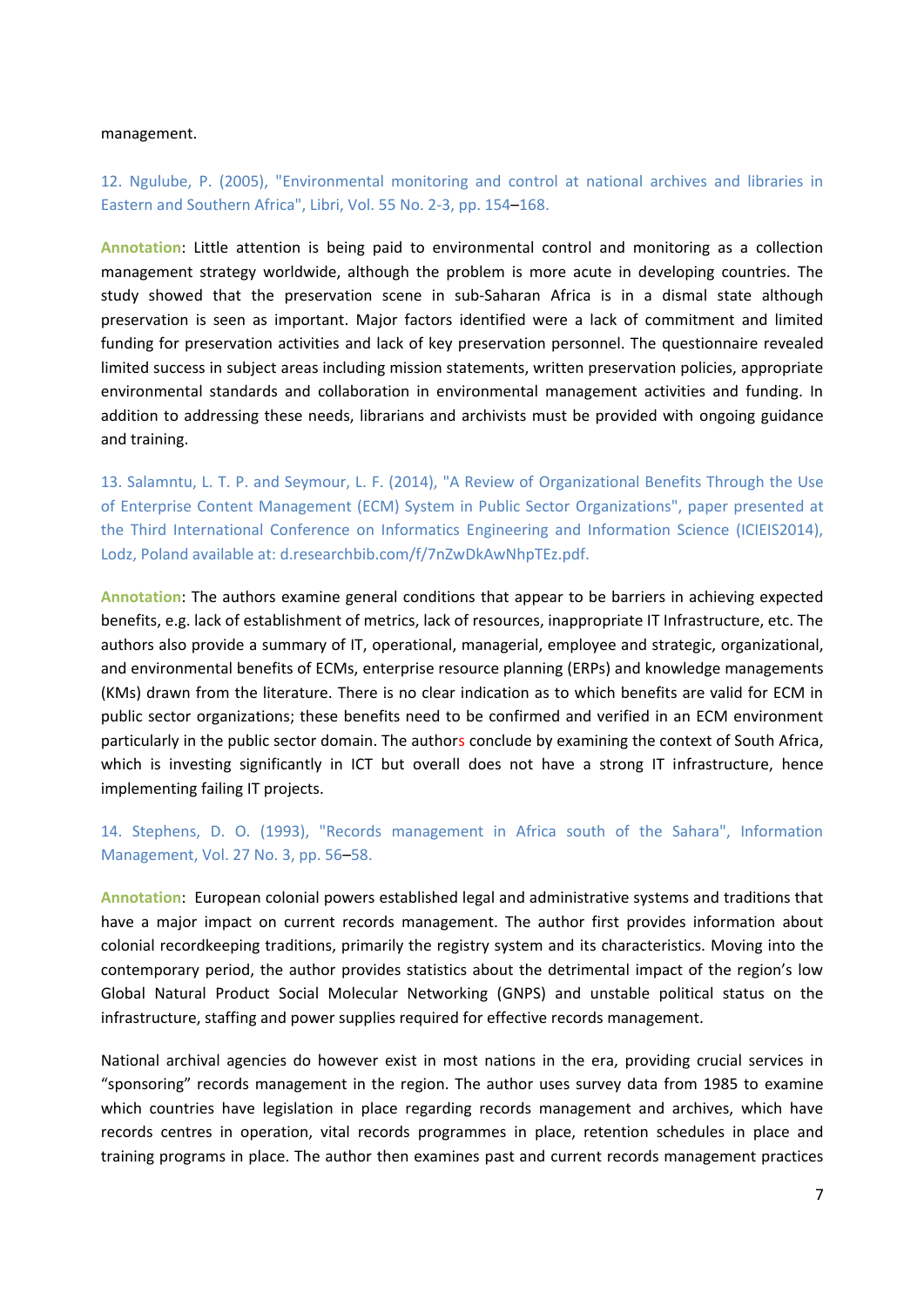management.

12. Ngulube, P. (2005), "Environmental monitoring and control at national archives and libraries in Eastern and Southern Africa", Libri, Vol. 55 No. 2-3, pp. 154–168.

**Annotation**: Little attention is being paid to environmental control and monitoring as a collection management strategy worldwide, although the problem is more acute in developing countries. The study showed that the preservation scene in sub-Saharan Africa is in a dismal state although preservation is seen as important. Major factors identified were a lack of commitment and limited funding for preservation activities and lack of key preservation personnel. The questionnaire revealed limited success in subject areas including mission statements, written preservation policies, appropriate environmental standards and collaboration in environmental management activities and funding. In addition to addressing these needs, librarians and archivists must be provided with ongoing guidance and training.

13. Salamntu, L. T. P. and Seymour, L. F. (2014), "A Review of Organizational Benefits Through the Use of Enterprise Content Management (ECM) System in Public Sector Organizations", paper presented at the Third International Conference on Informatics Engineering and Information Science (ICIEIS2014), Lodz, Poland available at: d.researchbib.com/f/7nZwDkAwNhpTEz.pdf.

**Annotation**: The authors examine general conditions that appear to be barriers in achieving expected benefits, e.g. lack of establishment of metrics, lack of resources, inappropriate IT Infrastructure, etc. The authors also provide a summary of IT, operational, managerial, employee and strategic, organizational, and environmental benefits of ECMs, enterprise resource planning (ERPs) and knowledge managements (KMs) drawn from the literature. There is no clear indication as to which benefits are valid for ECM in public sector organizations; these benefits need to be confirmed and verified in an ECM environment particularly in the public sector domain. The authors conclude by examining the context of South Africa, which is investing significantly in ICT but overall does not have a strong IT infrastructure, hence implementing failing IT projects.

14. Stephens, D. O. (1993), "Records management in Africa south of the Sahara", Information Management, Vol. 27 No. 3, pp. 56–58.

**Annotation**: European colonial powers established legal and administrative systems and traditions that have a major impact on current records management. The author first provides information about colonial recordkeeping traditions, primarily the registry system and its characteristics. Moving into the contemporary period, the author provides statistics about the detrimental impact of the region's low Global Natural Product Social Molecular Networking (GNPS) and unstable political status on the infrastructure, staffing and power supplies required for effective records management.

National archival agencies do however exist in most nations in the era, providing crucial services in "sponsoring" records management in the region. The author uses survey data from 1985 to examine which countries have legislation in place regarding records management and archives, which have records centres in operation, vital records programmes in place, retention schedules in place and training programs in place. The author then examines past and current records management practices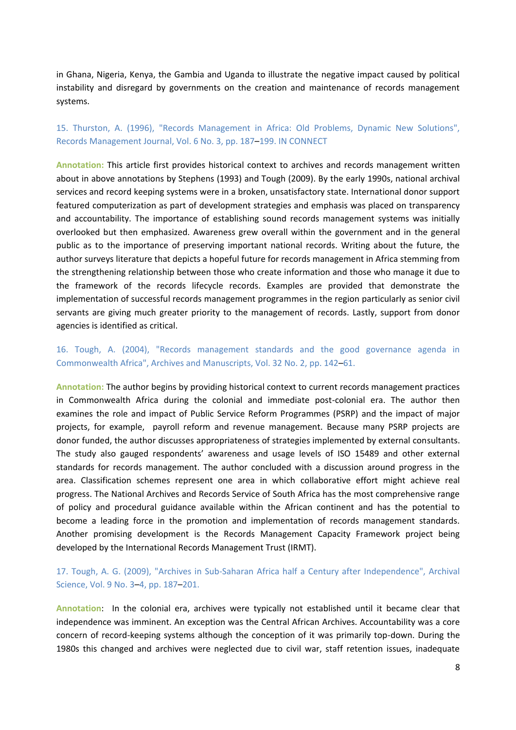in Ghana, Nigeria, Kenya, the Gambia and Uganda to illustrate the negative impact caused by political instability and disregard by governments on the creation and maintenance of records management systems.

15. Thurston, A. (1996), "Records Management in Africa: Old Problems, Dynamic New Solutions", Records Management Journal, Vol. 6 No. 3, pp. 187–199. IN CONNECT

**Annotation:** This article first provides historical context to archives and records management written about in above annotations by Stephens (1993) and Tough (2009). By the early 1990s, national archival services and record keeping systems were in a broken, unsatisfactory state. International donor support featured computerization as part of development strategies and emphasis was placed on transparency and accountability. The importance of establishing sound records management systems was initially overlooked but then emphasized. Awareness grew overall within the government and in the general public as to the importance of preserving important national records. Writing about the future, the author surveys literature that depicts a hopeful future for records management in Africa stemming from the strengthening relationship between those who create information and those who manage it due to the framework of the records lifecycle records. Examples are provided that demonstrate the implementation of successful records management programmes in the region particularly as senior civil servants are giving much greater priority to the management of records. Lastly, support from donor agencies is identified as critical.

16. Tough, A. (2004), "Records management standards and the good governance agenda in Commonwealth Africa", Archives and Manuscripts, Vol. 32 No. 2, pp. 142–61.

**Annotation:** The author begins by providing historical context to current records management practices in Commonwealth Africa during the colonial and immediate post-colonial era. The author then examines the role and impact of Public Service Reform Programmes (PSRP) and the impact of major projects, for example, payroll reform and revenue management. Because many PSRP projects are donor funded, the author discusses appropriateness of strategies implemented by external consultants. The study also gauged respondents' awareness and usage levels of ISO 15489 and other external standards for records management. The author concluded with a discussion around progress in the area. Classification schemes represent one area in which collaborative effort might achieve real progress. The National Archives and Records Service of South Africa has the most comprehensive range of policy and procedural guidance available within the African continent and has the potential to become a leading force in the promotion and implementation of records management standards. Another promising development is the Records Management Capacity Framework project being developed by the International Records Management Trust (IRMT).

17. Tough, A. G. (2009), "Archives in Sub-Saharan Africa half a Century after Independence", Archival Science, Vol. 9 No. 3–4, pp. 187–201.

**Annotation**: In the colonial era, archives were typically not established until it became clear that independence was imminent. An exception was the Central African Archives. Accountability was a core concern of record-keeping systems although the conception of it was primarily top-down. During the 1980s this changed and archives were neglected due to civil war, staff retention issues, inadequate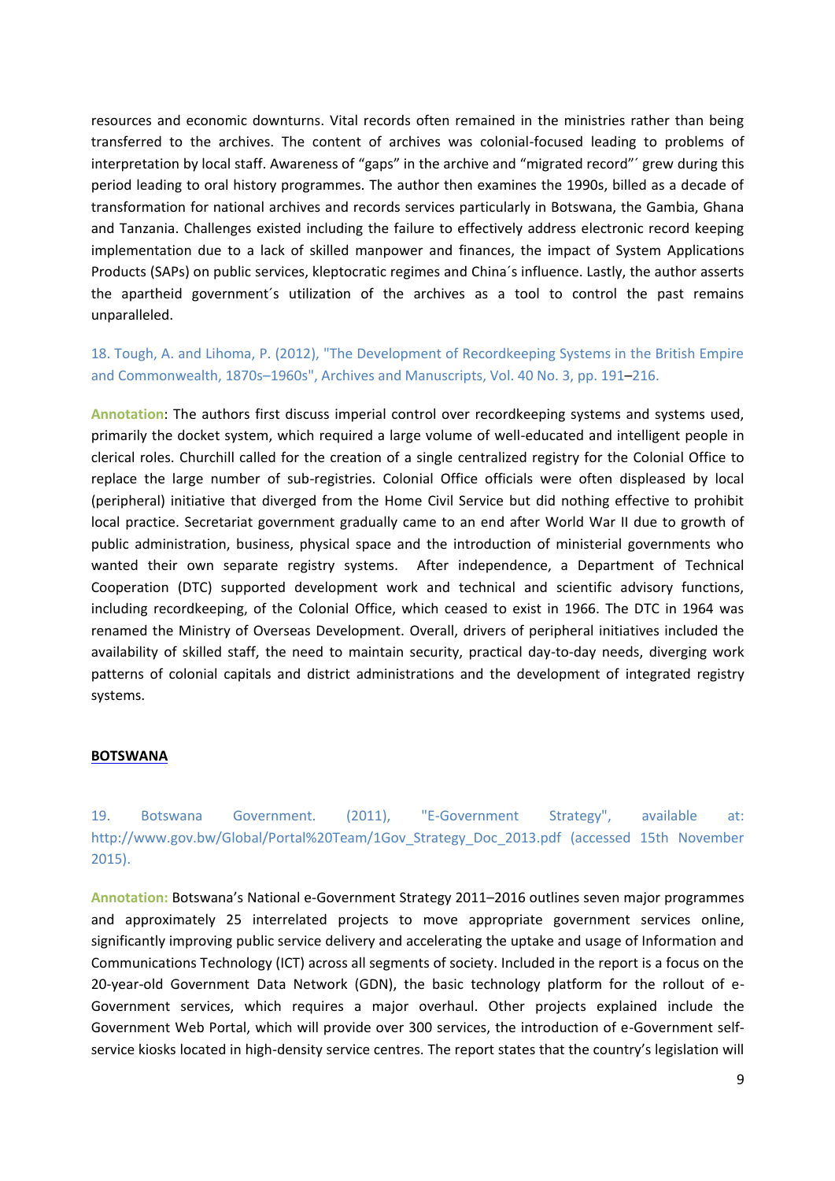resources and economic downturns. Vital records often remained in the ministries rather than being transferred to the archives. The content of archives was colonial-focused leading to problems of interpretation by local staff. Awareness of "gaps" in the archive and "migrated record"´ grew during this period leading to oral history programmes. The author then examines the 1990s, billed as a decade of transformation for national archives and records services particularly in Botswana, the Gambia, Ghana and Tanzania. Challenges existed including the failure to effectively address electronic record keeping implementation due to a lack of skilled manpower and finances, the impact of System Applications Products (SAPs) on public services, kleptocratic regimes and China´s influence. Lastly, the author asserts the apartheid government´s utilization of the archives as a tool to control the past remains unparalleled.

18. Tough, A. and Lihoma, P. (2012), "The Development of Recordkeeping Systems in the British Empire and Commonwealth, 1870s–1960s", Archives and Manuscripts, Vol. 40 No. 3, pp. 191–216.

**Annotation**: The authors first discuss imperial control over recordkeeping systems and systems used, primarily the docket system, which required a large volume of well-educated and intelligent people in clerical roles. Churchill called for the creation of a single centralized registry for the Colonial Office to replace the large number of sub-registries. Colonial Office officials were often displeased by local (peripheral) initiative that diverged from the Home Civil Service but did nothing effective to prohibit local practice. Secretariat government gradually came to an end after World War II due to growth of public administration, business, physical space and the introduction of ministerial governments who wanted their own separate registry systems. After independence, a Department of Technical Cooperation (DTC) supported development work and technical and scientific advisory functions, including recordkeeping, of the Colonial Office, which ceased to exist in 1966. The DTC in 1964 was renamed the Ministry of Overseas Development. Overall, drivers of peripheral initiatives included the availability of skilled staff, the need to maintain security, practical day-to-day needs, diverging work patterns of colonial capitals and district administrations and the development of integrated registry systems.

## BOTSWANA

19. Botswana Government. (2011), "E-Government Strategy", available at: http://www.gov.bw/Global/Portal%20Team/1Gov_Strategy_Doc_2013.pdf (accessed 15th November 2015).

**Annotation:** Botswana's National e-Government Strategy 2011–2016 outlines seven major programmes and approximately 25 interrelated projects to move appropriate government services online, significantly improving public service delivery and accelerating the uptake and usage of Information and Communications Technology (ICT) across all segments of society. Included in the report is a focus on the 20-year-old Government Data Network (GDN), the basic technology platform for the rollout of e-Government services, which requires a major overhaul. Other projects explained include the Government Web Portal, which will provide over 300 services, the introduction of e-Government self-service kiosks located in high-density service centres. The report states that the country's legislation will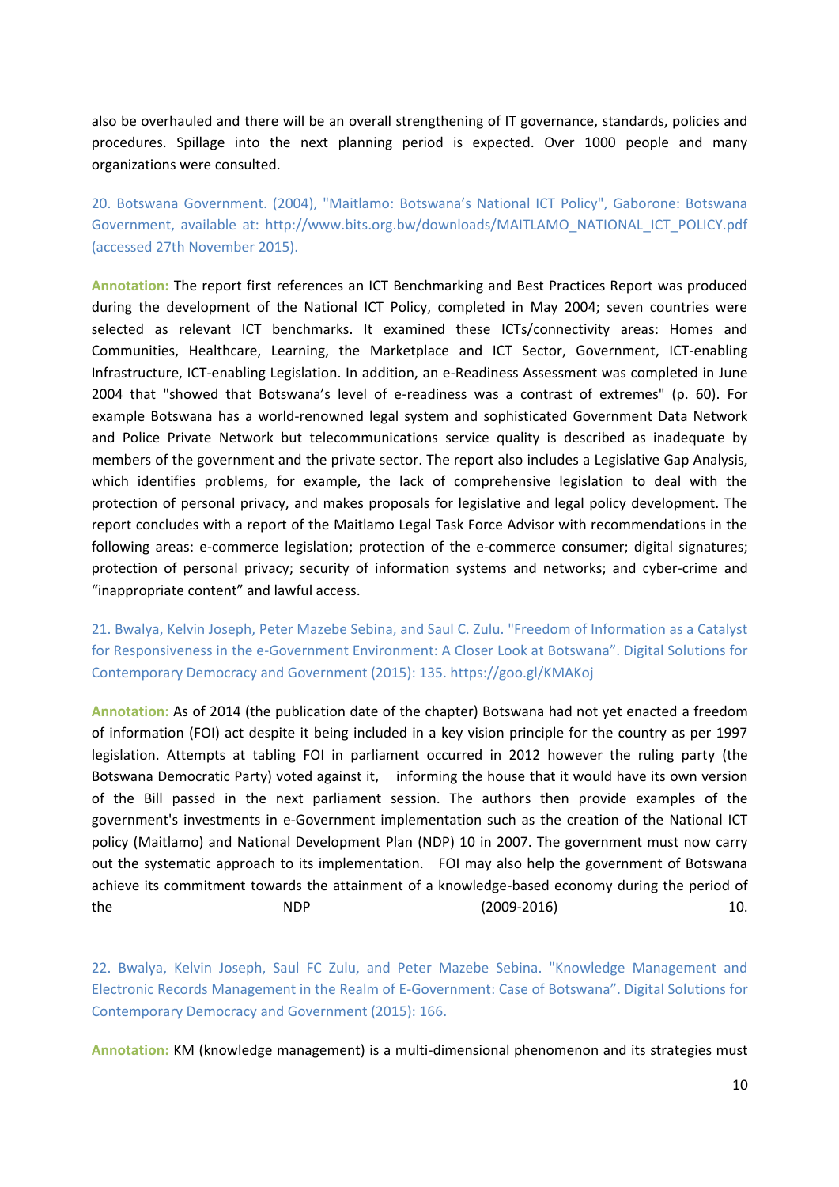also be overhauled and there will be an overall strengthening of IT governance, standards, policies and procedures. Spillage into the next planning period is expected. Over 1000 people and many organizations were consulted.

20. Botswana Government. (2004), "Maitlamo: Botswana's National ICT Policy", Gaborone: Botswana Government, available at: http://www.bits.org.bw/downloads/MAITLAMO_NATIONAL_ICT_POLICY.pdf (accessed 27th November 2015).

**Annotation:** The report first references an ICT Benchmarking and Best Practices Report was produced during the development of the National ICT Policy, completed in May 2004; seven countries were selected as relevant ICT benchmarks. It examined these ICTs/connectivity areas: Homes and Communities, Healthcare, Learning, the Marketplace and ICT Sector, Government, ICT-enabling Infrastructure, ICT-enabling Legislation. In addition, an e-Readiness Assessment was completed in June 2004 that "showed that Botswana's level of e-readiness was a contrast of extremes" (p. 60). For example Botswana has a world-renowned legal system and sophisticated Government Data Network and Police Private Network but telecommunications service quality is described as inadequate by members of the government and the private sector. The report also includes a Legislative Gap Analysis, which identifies problems, for example, the lack of comprehensive legislation to deal with the protection of personal privacy, and makes proposals for legislative and legal policy development. The report concludes with a report of the Maitlamo Legal Task Force Advisor with recommendations in the following areas: e-commerce legislation; protection of the e-commerce consumer; digital signatures; protection of personal privacy; security of information systems and networks; and cyber-crime and "inappropriate content" and lawful access.

21. Bwalya, Kelvin Joseph, Peter Mazebe Sebina, and Saul C. Zulu. "Freedom of Information as a Catalyst for Responsiveness in the e-Government Environment: A Closer Look at Botswana". Digital Solutions for Contemporary Democracy and Government (2015): 135. https://goo.gl/KMAKoj

**Annotation:** As of 2014 (the publication date of the chapter) Botswana had not yet enacted a freedom of information (FOI) act despite it being included in a key vision principle for the country as per 1997 legislation. Attempts at tabling FOI in parliament occurred in 2012 however the ruling party (the Botswana Democratic Party) voted against it, informing the house that it would have its own version of the Bill passed in the next parliament session. The authors then provide examples of the government's investments in e-Government implementation such as the creation of the National ICT policy (Maitlamo) and National Development Plan (NDP) 10 in 2007. The government must now carry out the systematic approach to its implementation. FOI may also help the government of Botswana achieve its commitment towards the attainment of a knowledge-based economy during the period of the NDP (2009-2016) 10.

22. Bwalya, Kelvin Joseph, Saul FC Zulu, and Peter Mazebe Sebina. "Knowledge Management and Electronic Records Management in the Realm of E-Government: Case of Botswana". Digital Solutions for Contemporary Democracy and Government (2015): 166.

**Annotation:** KM (knowledge management) is a multi-dimensional phenomenon and its strategies must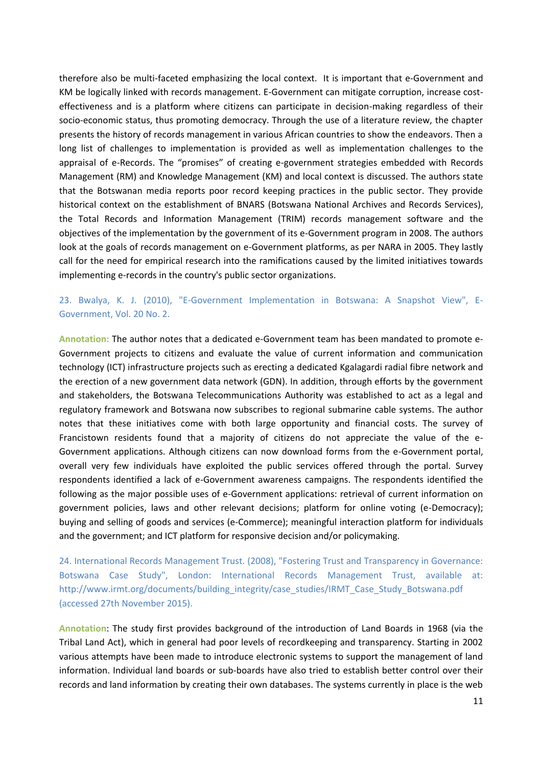therefore also be multi-faceted emphasizing the local context. It is important that e-Government and KM be logically linked with records management. E-Government can mitigate corruption, increase cost-effectiveness and is a platform where citizens can participate in decision-making regardless of their socio-economic status, thus promoting democracy. Through the use of a literature review, the chapter presents the history of records management in various African countries to show the endeavors. Then a long list of challenges to implementation is provided as well as implementation challenges to the appraisal of e-Records. The "promises" of creating e-government strategies embedded with Records Management (RM) and Knowledge Management (KM) and local context is discussed. The authors state that the Botswanan media reports poor record keeping practices in the public sector. They provide historical context on the establishment of BNARS (Botswana National Archives and Records Services), the Total Records and Information Management (TRIM) records management software and the objectives of the implementation by the government of its e-Government program in 2008. The authors look at the goals of records management on e-Government platforms, as per NARA in 2005. They lastly call for the need for empirical research into the ramifications caused by the limited initiatives towards implementing e-records in the country's public sector organizations.

23. Bwalya, K. J. (2010), "E-Government Implementation in Botswana: A Snapshot View", E-Government, Vol. 20 No. 2.

**Annotation:** The author notes that a dedicated e-Government team has been mandated to promote e-Government projects to citizens and evaluate the value of current information and communication technology (ICT) infrastructure projects such as erecting a dedicated Kgalagardi radial fibre network and the erection of a new government data network (GDN). In addition, through efforts by the government and stakeholders, the Botswana Telecommunications Authority was established to act as a legal and regulatory framework and Botswana now subscribes to regional submarine cable systems. The author notes that these initiatives come with both large opportunity and financial costs. The survey of Francistown residents found that a majority of citizens do not appreciate the value of the e-Government applications. Although citizens can now download forms from the e-Government portal, overall very few individuals have exploited the public services offered through the portal. Survey respondents identified a lack of e-Government awareness campaigns. The respondents identified the following as the major possible uses of e-Government applications: retrieval of current information on government policies, laws and other relevant decisions; platform for online voting (e-Democracy); buying and selling of goods and services (e-Commerce); meaningful interaction platform for individuals and the government; and ICT platform for responsive decision and/or policymaking.

24. International Records Management Trust. (2008), "Fostering Trust and Transparency in Governance: Botswana Case Study", London: International Records Management Trust, available at: http://www.irmt.org/documents/building_integrity/case_studies/IRMT_Case_Study_Botswana.pdf (accessed 27th November 2015).

**Annotation**: The study first provides background of the introduction of Land Boards in 1968 (via the Tribal Land Act), which in general had poor levels of recordkeeping and transparency. Starting in 2002 various attempts have been made to introduce electronic systems to support the management of land information. Individual land boards or sub-boards have also tried to establish better control over their records and land information by creating their own databases. The systems currently in place is the web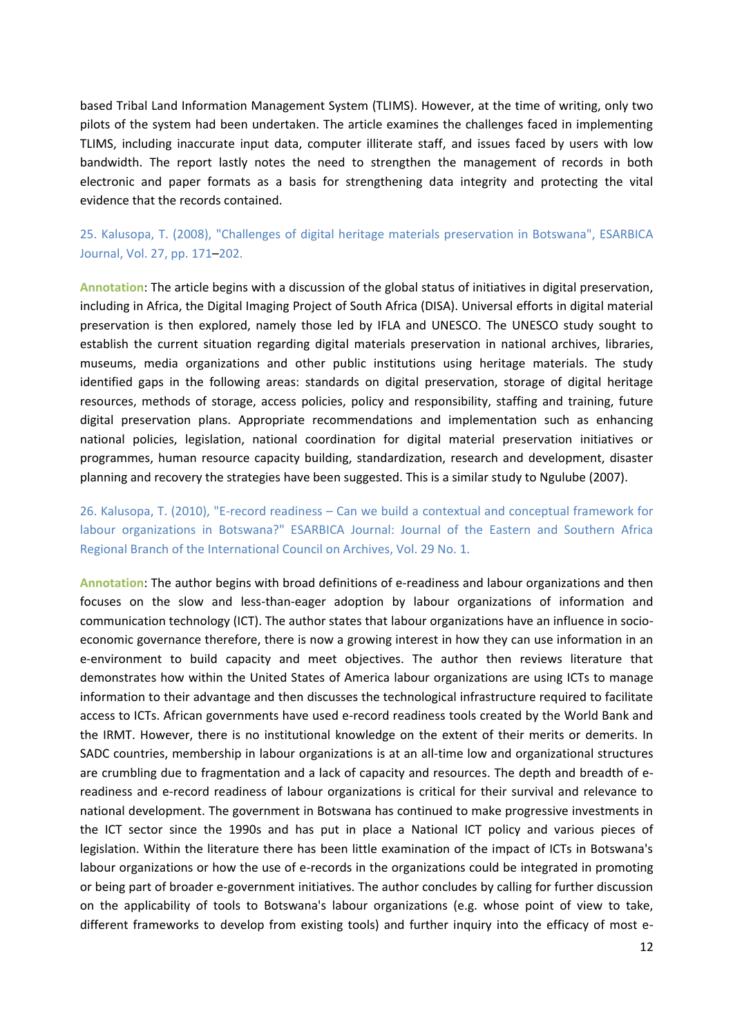based Tribal Land Information Management System (TLIMS). However, at the time of writing, only two pilots of the system had been undertaken. The article examines the challenges faced in implementing TLIMS, including inaccurate input data, computer illiterate staff, and issues faced by users with low bandwidth. The report lastly notes the need to strengthen the management of records in both electronic and paper formats as a basis for strengthening data integrity and protecting the vital evidence that the records contained.

25. Kalusopa, T. (2008), "Challenges of digital heritage materials preservation in Botswana", ESARBICA Journal, Vol. 27, pp. 171–202.

**Annotation**: The article begins with a discussion of the global status of initiatives in digital preservation, including in Africa, the Digital Imaging Project of South Africa (DISA). Universal efforts in digital material preservation is then explored, namely those led by IFLA and UNESCO. The UNESCO study sought to establish the current situation regarding digital materials preservation in national archives, libraries, museums, media organizations and other public institutions using heritage materials. The study identified gaps in the following areas: standards on digital preservation, storage of digital heritage resources, methods of storage, access policies, policy and responsibility, staffing and training, future digital preservation plans. Appropriate recommendations and implementation such as enhancing national policies, legislation, national coordination for digital material preservation initiatives or programmes, human resource capacity building, standardization, research and development, disaster planning and recovery the strategies have been suggested. This is a similar study to Ngulube (2007).

26. Kalusopa, T. (2010), "E-record readiness – Can we build a contextual and conceptual framework for labour organizations in Botswana?" ESARBICA Journal: Journal of the Eastern and Southern Africa Regional Branch of the International Council on Archives, Vol. 29 No. 1.

**Annotation**: The author begins with broad definitions of e-readiness and labour organizations and then focuses on the slow and less-than-eager adoption by labour organizations of information and communication technology (ICT). The author states that labour organizations have an influence in socio-economic governance therefore, there is now a growing interest in how they can use information in an e-environment to build capacity and meet objectives. The author then reviews literature that demonstrates how within the United States of America labour organizations are using ICTs to manage information to their advantage and then discusses the technological infrastructure required to facilitate access to ICTs. African governments have used e-record readiness tools created by the World Bank and the IRMT. However, there is no institutional knowledge on the extent of their merits or demerits. In SADC countries, membership in labour organizations is at an all-time low and organizational structures are crumbling due to fragmentation and a lack of capacity and resources. The depth and breadth of e-readiness and e-record readiness of labour organizations is critical for their survival and relevance to national development. The government in Botswana has continued to make progressive investments in the ICT sector since the 1990s and has put in place a National ICT policy and various pieces of legislation. Within the literature there has been little examination of the impact of ICTs in Botswana's labour organizations or how the use of e-records in the organizations could be integrated in promoting or being part of broader e-government initiatives. The author concludes by calling for further discussion on the applicability of tools to Botswana's labour organizations (e.g. whose point of view to take, different frameworks to develop from existing tools) and further inquiry into the efficacy of most e-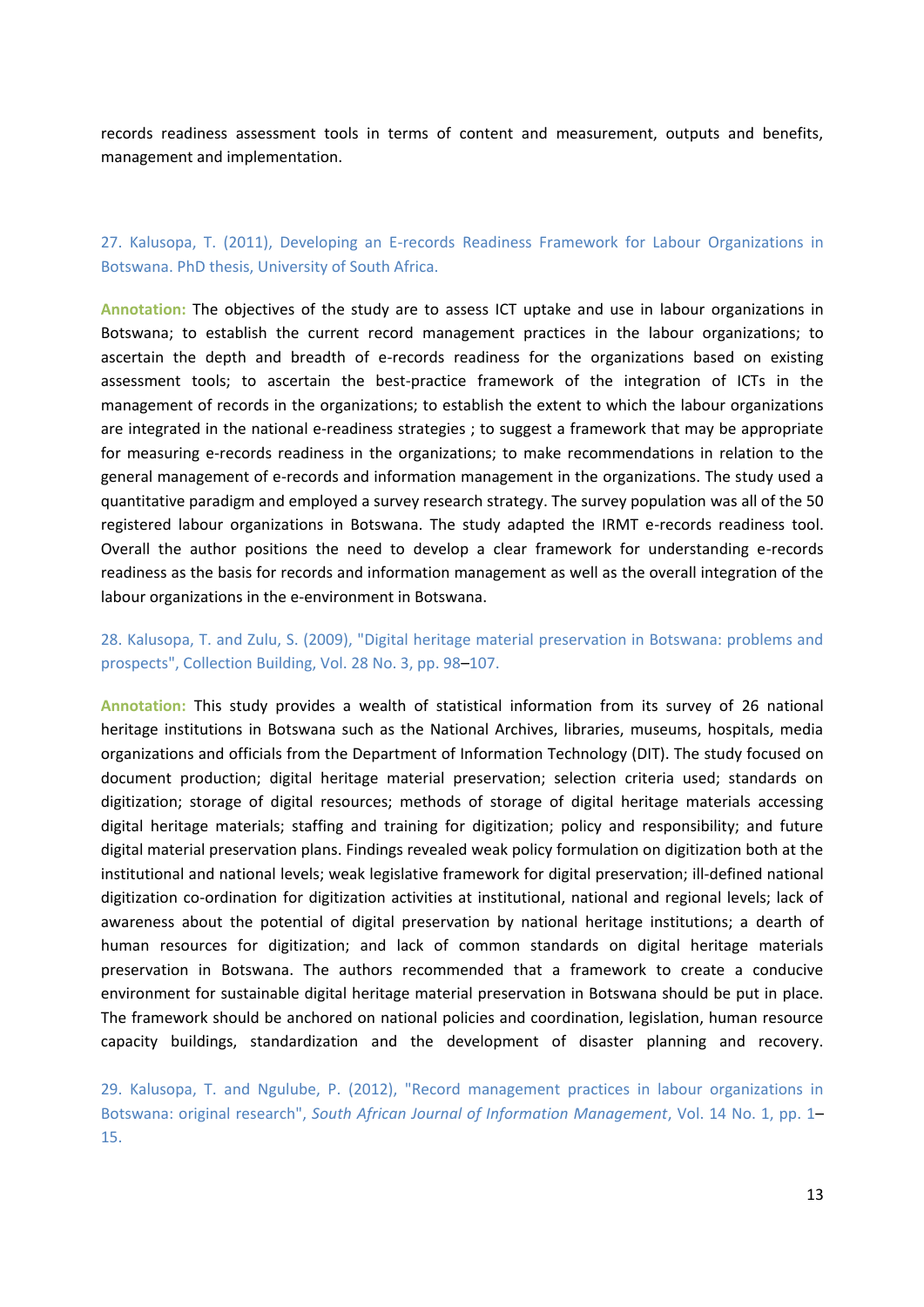records readiness assessment tools in terms of content and measurement, outputs and benefits, management and implementation.

27. Kalusopa, T. (2011), Developing an E-records Readiness Framework for Labour Organizations in Botswana. PhD thesis, University of South Africa.

**Annotation:** The objectives of the study are to assess ICT uptake and use in labour organizations in Botswana; to establish the current record management practices in the labour organizations; to ascertain the depth and breadth of e-records readiness for the organizations based on existing assessment tools; to ascertain the best-practice framework of the integration of ICTs in the management of records in the organizations; to establish the extent to which the labour organizations are integrated in the national e-readiness strategies ; to suggest a framework that may be appropriate for measuring e-records readiness in the organizations; to make recommendations in relation to the general management of e-records and information management in the organizations. The study used a quantitative paradigm and employed a survey research strategy. The survey population was all of the 50 registered labour organizations in Botswana. The study adapted the IRMT e-records readiness tool. Overall the author positions the need to develop a clear framework for understanding e-records readiness as the basis for records and information management as well as the overall integration of the labour organizations in the e-environment in Botswana.

28. Kalusopa, T. and Zulu, S. (2009), "Digital heritage material preservation in Botswana: problems and prospects", Collection Building, Vol. 28 No. 3, pp. 98–107.

**Annotation:** This study provides a wealth of statistical information from its survey of 26 national heritage institutions in Botswana such as the National Archives, libraries, museums, hospitals, media organizations and officials from the Department of Information Technology (DIT). The study focused on document production; digital heritage material preservation; selection criteria used; standards on digitization; storage of digital resources; methods of storage of digital heritage materials accessing digital heritage materials; staffing and training for digitization; policy and responsibility; and future digital material preservation plans. Findings revealed weak policy formulation on digitization both at the institutional and national levels; weak legislative framework for digital preservation; ill-defined national digitization co-ordination for digitization activities at institutional, national and regional levels; lack of awareness about the potential of digital preservation by national heritage institutions; a dearth of human resources for digitization; and lack of common standards on digital heritage materials preservation in Botswana. The authors recommended that a framework to create a conducive environment for sustainable digital heritage material preservation in Botswana should be put in place. The framework should be anchored on national policies and coordination, legislation, human resource capacity buildings, standardization and the development of disaster planning and recovery.

29. Kalusopa, T. and Ngulube, P. (2012), "Record management practices in labour organizations in Botswana: original research", *South African Journal of Information Management*, Vol. 14 No. 1, pp. 1–15.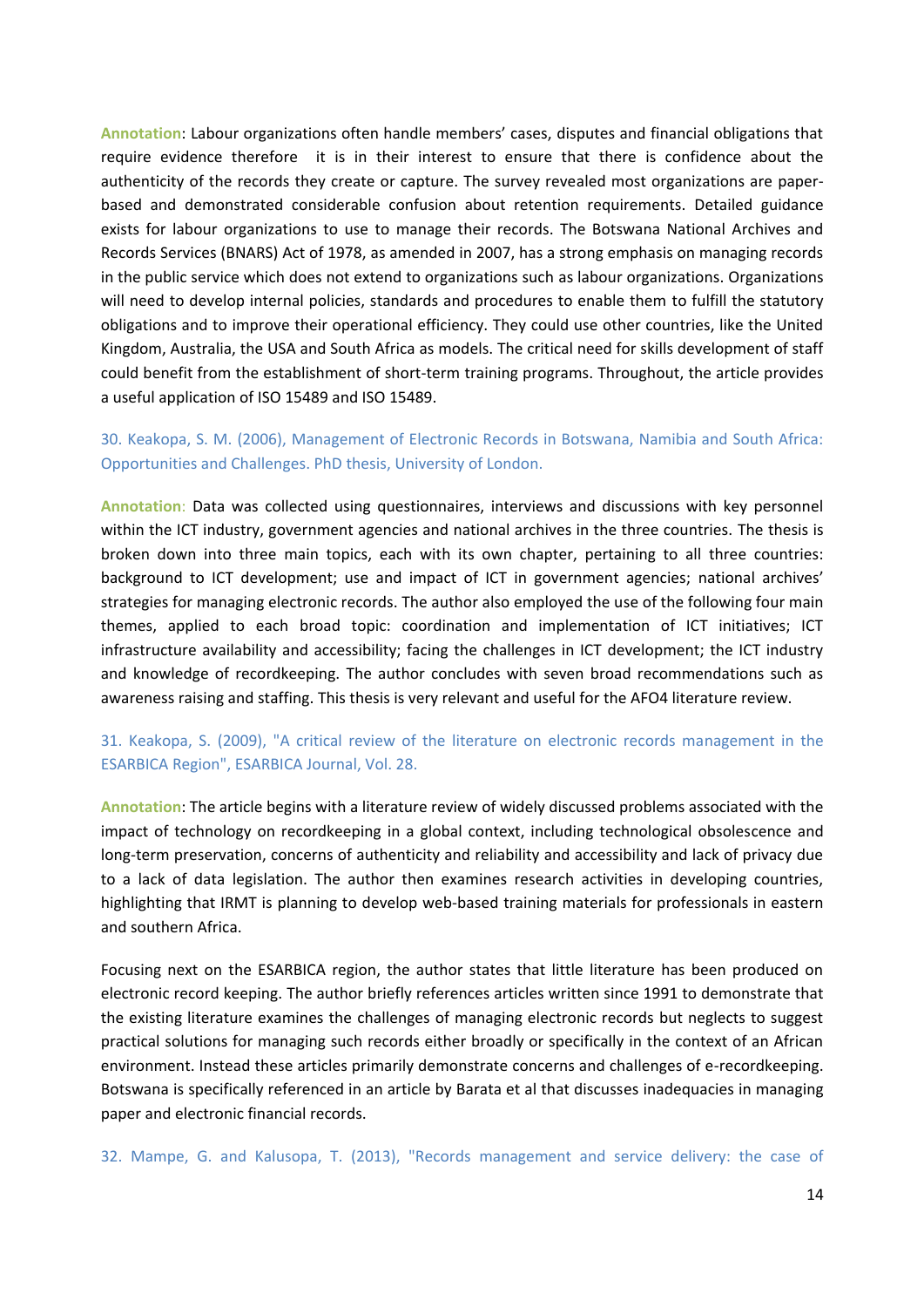**Annotation**: Labour organizations often handle members' cases, disputes and financial obligations that require evidence therefore it is in their interest to ensure that there is confidence about the authenticity of the records they create or capture. The survey revealed most organizations are paper-based and demonstrated considerable confusion about retention requirements. Detailed guidance exists for labour organizations to use to manage their records. The Botswana National Archives and Records Services (BNARS) Act of 1978, as amended in 2007, has a strong emphasis on managing records in the public service which does not extend to organizations such as labour organizations. Organizations will need to develop internal policies, standards and procedures to enable them to fulfill the statutory obligations and to improve their operational efficiency. They could use other countries, like the United Kingdom, Australia, the USA and South Africa as models. The critical need for skills development of staff could benefit from the establishment of short-term training programs. Throughout, the article provides a useful application of ISO 15489 and ISO 15489.

30. Keakopa, S. M. (2006), Management of Electronic Records in Botswana, Namibia and South Africa: Opportunities and Challenges. PhD thesis, University of London.

**Annotation**: Data was collected using questionnaires, interviews and discussions with key personnel within the ICT industry, government agencies and national archives in the three countries. The thesis is broken down into three main topics, each with its own chapter, pertaining to all three countries: background to ICT development; use and impact of ICT in government agencies; national archives' strategies for managing electronic records. The author also employed the use of the following four main themes, applied to each broad topic: coordination and implementation of ICT initiatives; ICT infrastructure availability and accessibility; facing the challenges in ICT development; the ICT industry and knowledge of recordkeeping. The author concludes with seven broad recommendations such as awareness raising and staffing. This thesis is very relevant and useful for the AFO4 literature review.

31. Keakopa, S. (2009), "A critical review of the literature on electronic records management in the ESARBICA Region", ESARBICA Journal, Vol. 28.

**Annotation**: The article begins with a literature review of widely discussed problems associated with the impact of technology on recordkeeping in a global context, including technological obsolescence and long-term preservation, concerns of authenticity and reliability and accessibility and lack of privacy due to a lack of data legislation. The author then examines research activities in developing countries, highlighting that IRMT is planning to develop web-based training materials for professionals in eastern and southern Africa.

Focusing next on the ESARBICA region, the author states that little literature has been produced on electronic record keeping. The author briefly references articles written since 1991 to demonstrate that the existing literature examines the challenges of managing electronic records but neglects to suggest practical solutions for managing such records either broadly or specifically in the context of an African environment. Instead these articles primarily demonstrate concerns and challenges of e-recordkeeping. Botswana is specifically referenced in an article by Barata et al that discusses inadequacies in managing paper and electronic financial records.

32. Mampe, G. and Kalusopa, T. (2013), "Records management and service delivery: the case of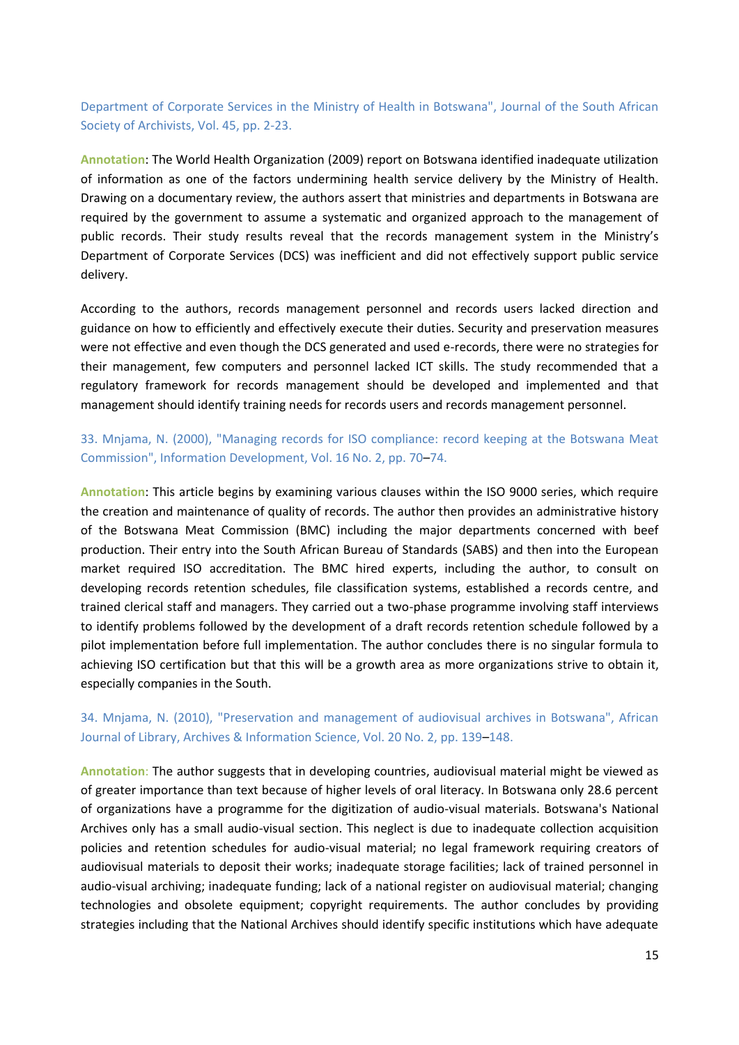Department of Corporate Services in the Ministry of Health in Botswana", Journal of the South African Society of Archivists, Vol. 45, pp. 2-23.

**Annotation**: The World Health Organization (2009) report on Botswana identified inadequate utilization of information as one of the factors undermining health service delivery by the Ministry of Health. Drawing on a documentary review, the authors assert that ministries and departments in Botswana are required by the government to assume a systematic and organized approach to the management of public records. Their study results reveal that the records management system in the Ministry's Department of Corporate Services (DCS) was inefficient and did not effectively support public service delivery.

According to the authors, records management personnel and records users lacked direction and guidance on how to efficiently and effectively execute their duties. Security and preservation measures were not effective and even though the DCS generated and used e-records, there were no strategies for their management, few computers and personnel lacked ICT skills. The study recommended that a regulatory framework for records management should be developed and implemented and that management should identify training needs for records users and records management personnel.

33. Mnjama, N. (2000), "Managing records for ISO compliance: record keeping at the Botswana Meat Commission", Information Development, Vol. 16 No. 2, pp. 70–74.

**Annotation**: This article begins by examining various clauses within the ISO 9000 series, which require the creation and maintenance of quality of records. The author then provides an administrative history of the Botswana Meat Commission (BMC) including the major departments concerned with beef production. Their entry into the South African Bureau of Standards (SABS) and then into the European market required ISO accreditation. The BMC hired experts, including the author, to consult on developing records retention schedules, file classification systems, established a records centre, and trained clerical staff and managers. They carried out a two-phase programme involving staff interviews to identify problems followed by the development of a draft records retention schedule followed by a pilot implementation before full implementation. The author concludes there is no singular formula to achieving ISO certification but that this will be a growth area as more organizations strive to obtain it, especially companies in the South.

34. Mnjama, N. (2010), "Preservation and management of audiovisual archives in Botswana", African Journal of Library, Archives & Information Science, Vol. 20 No. 2, pp. 139–148.

**Annotation**: The author suggests that in developing countries, audiovisual material might be viewed as of greater importance than text because of higher levels of oral literacy. In Botswana only 28.6 percent of organizations have a programme for the digitization of audio-visual materials. Botswana's National Archives only has a small audio-visual section. This neglect is due to inadequate collection acquisition policies and retention schedules for audio-visual material; no legal framework requiring creators of audiovisual materials to deposit their works; inadequate storage facilities; lack of trained personnel in audio-visual archiving; inadequate funding; lack of a national register on audiovisual material; changing technologies and obsolete equipment; copyright requirements. The author concludes by providing strategies including that the National Archives should identify specific institutions which have adequate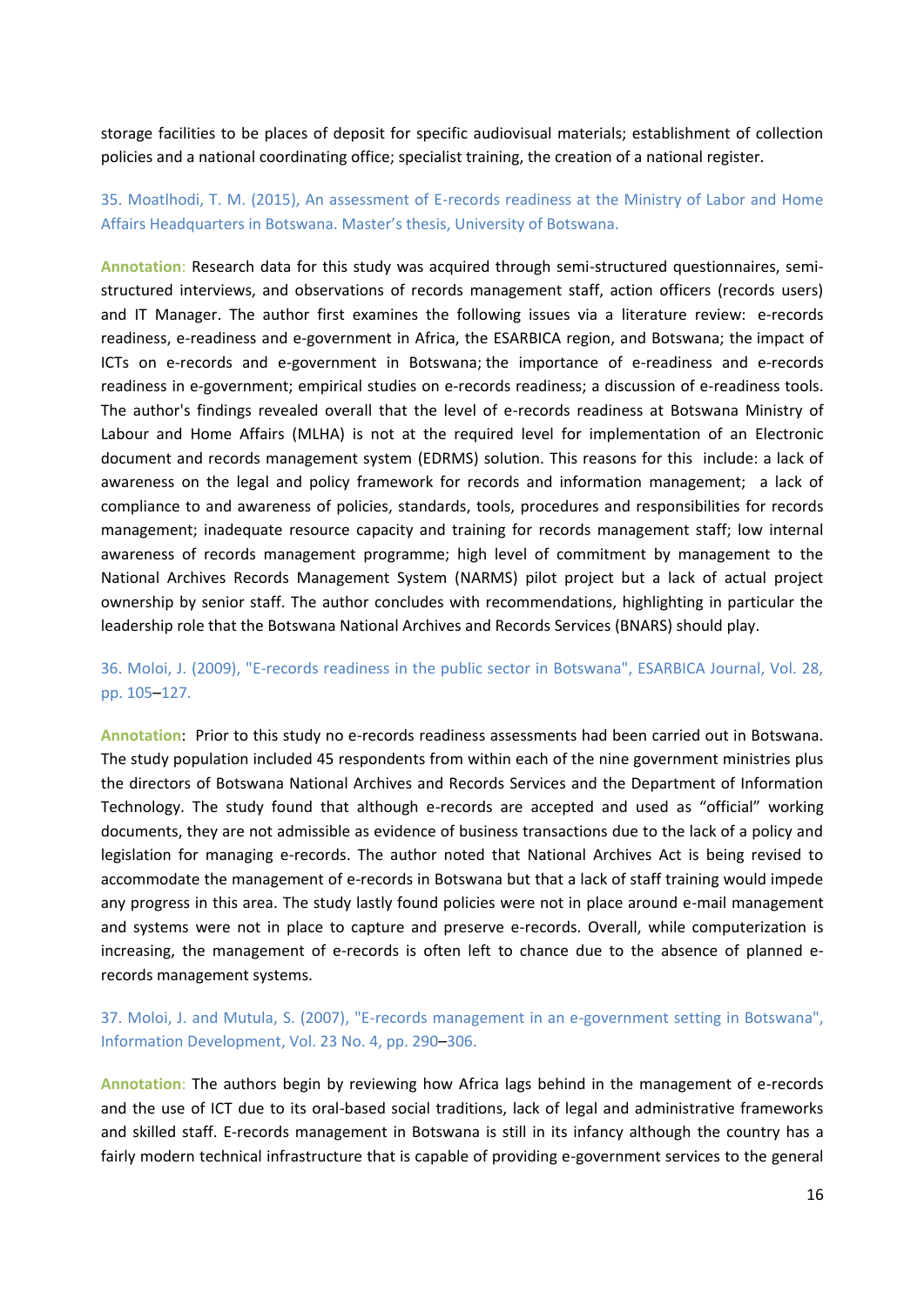storage facilities to be places of deposit for specific audiovisual materials; establishment of collection policies and a national coordinating office; specialist training, the creation of a national register.

35. Moatlhodi, T. M. (2015), An assessment of E-records readiness at the Ministry of Labor and Home Affairs Headquarters in Botswana. Master's thesis, University of Botswana.

**Annotation**: Research data for this study was acquired through semi-structured questionnaires, semi-structured interviews, and observations of records management staff, action officers (records users) and IT Manager. The author first examines the following issues via a literature review: e-records readiness, e-readiness and e-government in Africa, the ESARBICA region, and Botswana; the impact of ICTs on e-records and e-government in Botswana; the importance of e-readiness and e-records readiness in e-government; empirical studies on e-records readiness; a discussion of e-readiness tools. The author's findings revealed overall that the level of e-records readiness at Botswana Ministry of Labour and Home Affairs (MLHA) is not at the required level for implementation of an Electronic document and records management system (EDRMS) solution. This reasons for this include: a lack of awareness on the legal and policy framework for records and information management; a lack of compliance to and awareness of policies, standards, tools, procedures and responsibilities for records management; inadequate resource capacity and training for records management staff; low internal awareness of records management programme; high level of commitment by management to the National Archives Records Management System (NARMS) pilot project but a lack of actual project ownership by senior staff. The author concludes with recommendations, highlighting in particular the leadership role that the Botswana National Archives and Records Services (BNARS) should play.

36. Moloi, J. (2009), "E-records readiness in the public sector in Botswana", ESARBICA Journal, Vol. 28, pp. 105–127.

**Annotation**: Prior to this study no e-records readiness assessments had been carried out in Botswana. The study population included 45 respondents from within each of the nine government ministries plus the directors of Botswana National Archives and Records Services and the Department of Information Technology. The study found that although e-records are accepted and used as "official" working documents, they are not admissible as evidence of business transactions due to the lack of a policy and legislation for managing e-records. The author noted that National Archives Act is being revised to accommodate the management of e-records in Botswana but that a lack of staff training would impede any progress in this area. The study lastly found policies were not in place around e-mail management and systems were not in place to capture and preserve e-records. Overall, while computerization is increasing, the management of e-records is often left to chance due to the absence of planned e-records management systems.

37. Moloi, J. and Mutula, S. (2007), "E-records management in an e-government setting in Botswana", Information Development, Vol. 23 No. 4, pp. 290–306.

**Annotation**: The authors begin by reviewing how Africa lags behind in the management of e-records and the use of ICT due to its oral-based social traditions, lack of legal and administrative frameworks and skilled staff. E-records management in Botswana is still in its infancy although the country has a fairly modern technical infrastructure that is capable of providing e-government services to the general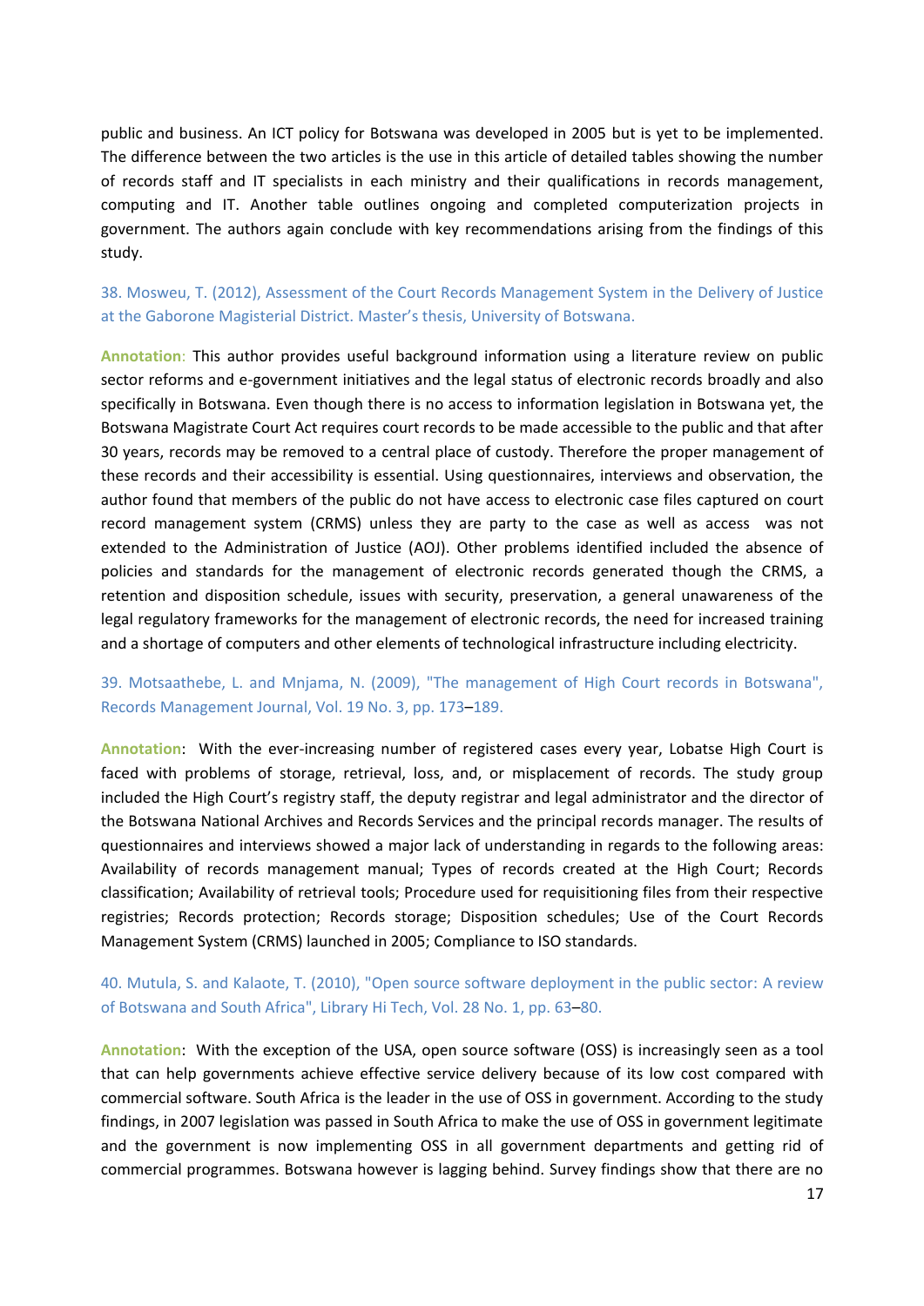public and business. An ICT policy for Botswana was developed in 2005 but is yet to be implemented. The difference between the two articles is the use in this article of detailed tables showing the number of records staff and IT specialists in each ministry and their qualifications in records management, computing and IT. Another table outlines ongoing and completed computerization projects in government. The authors again conclude with key recommendations arising from the findings of this study.

38. Mosweu, T. (2012), Assessment of the Court Records Management System in the Delivery of Justice at the Gaborone Magisterial District. Master's thesis, University of Botswana.

**Annotation**: This author provides useful background information using a literature review on public sector reforms and e-government initiatives and the legal status of electronic records broadly and also specifically in Botswana. Even though there is no access to information legislation in Botswana yet, the Botswana Magistrate Court Act requires court records to be made accessible to the public and that after 30 years, records may be removed to a central place of custody. Therefore the proper management of these records and their accessibility is essential. Using questionnaires, interviews and observation, the author found that members of the public do not have access to electronic case files captured on court record management system (CRMS) unless they are party to the case as well as access was not extended to the Administration of Justice (AOJ). Other problems identified included the absence of policies and standards for the management of electronic records generated though the CRMS, a retention and disposition schedule, issues with security, preservation, a general unawareness of the legal regulatory frameworks for the management of electronic records, the need for increased training and a shortage of computers and other elements of technological infrastructure including electricity.

39. Motsaathebe, L. and Mnjama, N. (2009), "The management of High Court records in Botswana", Records Management Journal, Vol. 19 No. 3, pp. 173–189.

**Annotation**: With the ever-increasing number of registered cases every year, Lobatse High Court is faced with problems of storage, retrieval, loss, and, or misplacement of records. The study group included the High Court's registry staff, the deputy registrar and legal administrator and the director of the Botswana National Archives and Records Services and the principal records manager. The results of questionnaires and interviews showed a major lack of understanding in regards to the following areas: Availability of records management manual; Types of records created at the High Court; Records classification; Availability of retrieval tools; Procedure used for requisitioning files from their respective registries; Records protection; Records storage; Disposition schedules; Use of the Court Records Management System (CRMS) launched in 2005; Compliance to ISO standards.

40. Mutula, S. and Kalaote, T. (2010), "Open source software deployment in the public sector: A review of Botswana and South Africa", Library Hi Tech, Vol. 28 No. 1, pp. 63–80.

**Annotation**: With the exception of the USA, open source software (OSS) is increasingly seen as a tool that can help governments achieve effective service delivery because of its low cost compared with commercial software. South Africa is the leader in the use of OSS in government. According to the study findings, in 2007 legislation was passed in South Africa to make the use of OSS in government legitimate and the government is now implementing OSS in all government departments and getting rid of commercial programmes. Botswana however is lagging behind. Survey findings show that there are no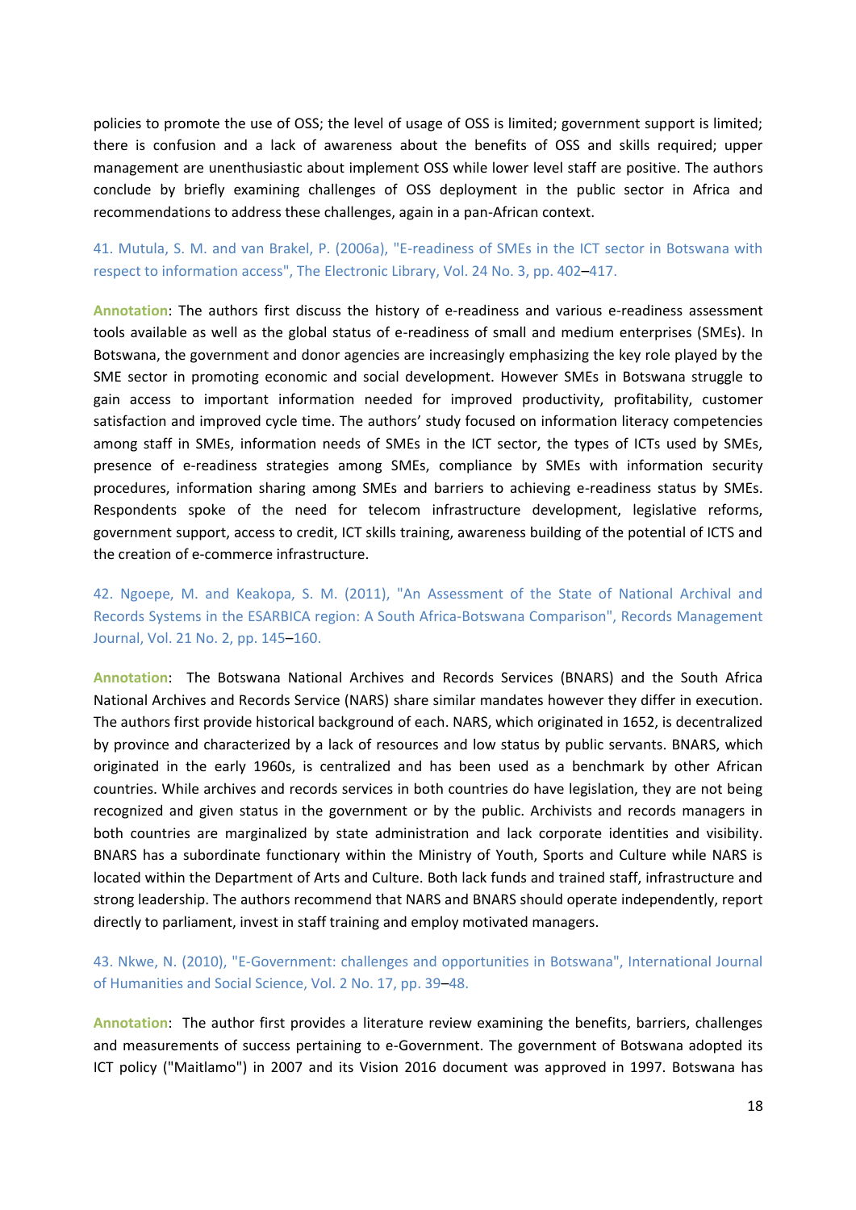policies to promote the use of OSS; the level of usage of OSS is limited; government support is limited; there is confusion and a lack of awareness about the benefits of OSS and skills required; upper management are unenthusiastic about implement OSS while lower level staff are positive. The authors conclude by briefly examining challenges of OSS deployment in the public sector in Africa and recommendations to address these challenges, again in a pan-African context.

41. Mutula, S. M. and van Brakel, P. (2006a), "E-readiness of SMEs in the ICT sector in Botswana with respect to information access", The Electronic Library, Vol. 24 No. 3, pp. 402–417.

**Annotation**: The authors first discuss the history of e-readiness and various e-readiness assessment tools available as well as the global status of e-readiness of small and medium enterprises (SMEs). In Botswana, the government and donor agencies are increasingly emphasizing the key role played by the SME sector in promoting economic and social development. However SMEs in Botswana struggle to gain access to important information needed for improved productivity, profitability, customer satisfaction and improved cycle time. The authors' study focused on information literacy competencies among staff in SMEs, information needs of SMEs in the ICT sector, the types of ICTs used by SMEs, presence of e-readiness strategies among SMEs, compliance by SMEs with information security procedures, information sharing among SMEs and barriers to achieving e-readiness status by SMEs. Respondents spoke of the need for telecom infrastructure development, legislative reforms, government support, access to credit, ICT skills training, awareness building of the potential of ICTS and the creation of e-commerce infrastructure.

42. Ngoepe, M. and Keakopa, S. M. (2011), "An Assessment of the State of National Archival and Records Systems in the ESARBICA region: A South Africa-Botswana Comparison", Records Management Journal, Vol. 21 No. 2, pp. 145–160.

**Annotation**: The Botswana National Archives and Records Services (BNARS) and the South Africa National Archives and Records Service (NARS) share similar mandates however they differ in execution. The authors first provide historical background of each. NARS, which originated in 1652, is decentralized by province and characterized by a lack of resources and low status by public servants. BNARS, which originated in the early 1960s, is centralized and has been used as a benchmark by other African countries. While archives and records services in both countries do have legislation, they are not being recognized and given status in the government or by the public. Archivists and records managers in both countries are marginalized by state administration and lack corporate identities and visibility. BNARS has a subordinate functionary within the Ministry of Youth, Sports and Culture while NARS is located within the Department of Arts and Culture. Both lack funds and trained staff, infrastructure and strong leadership. The authors recommend that NARS and BNARS should operate independently, report directly to parliament, invest in staff training and employ motivated managers.

43. Nkwe, N. (2010), "E-Government: challenges and opportunities in Botswana", International Journal of Humanities and Social Science, Vol. 2 No. 17, pp. 39–48.

**Annotation**: The author first provides a literature review examining the benefits, barriers, challenges and measurements of success pertaining to e-Government. The government of Botswana adopted its ICT policy ("Maitlamo") in 2007 and its Vision 2016 document was approved in 1997. Botswana has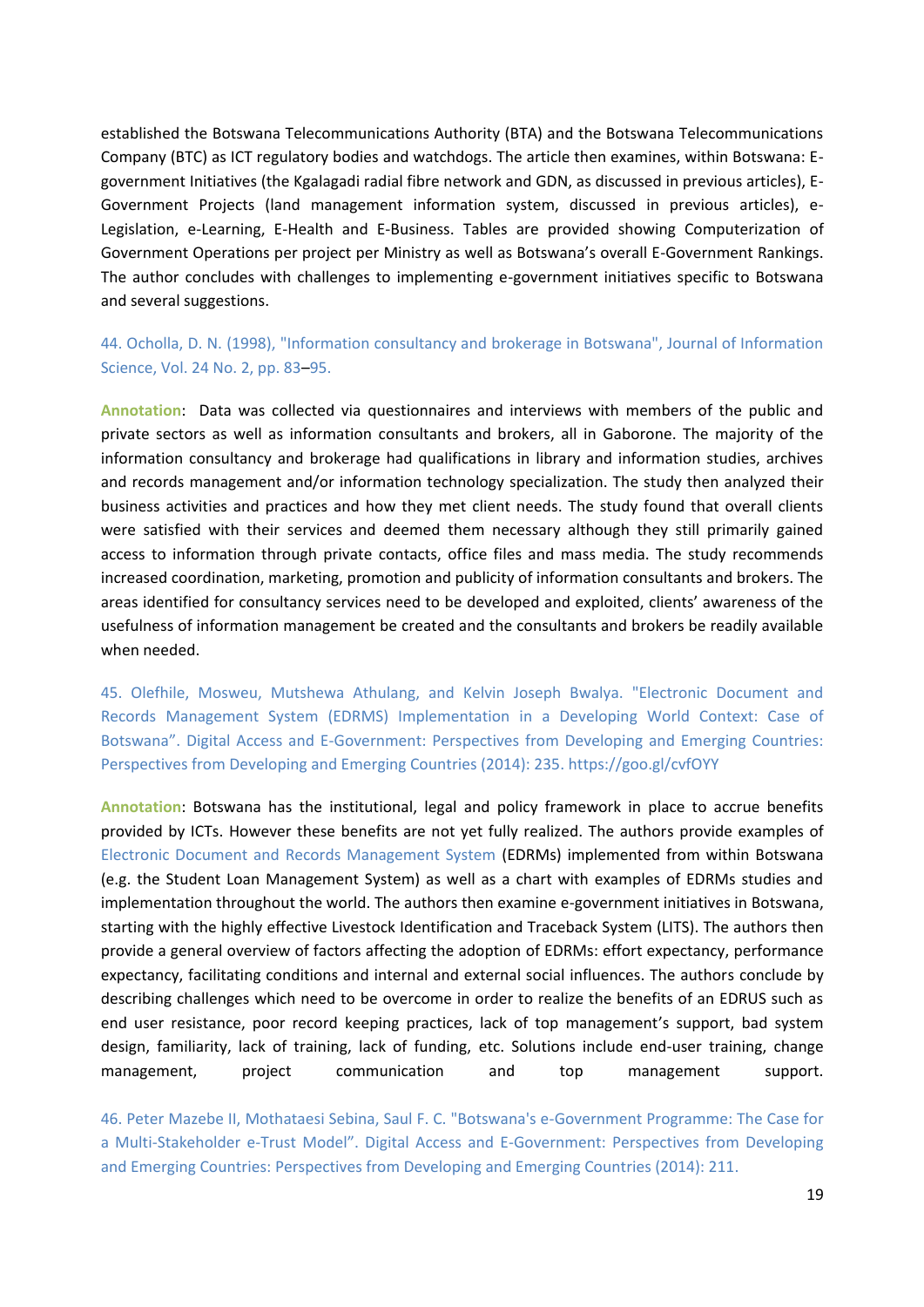established the Botswana Telecommunications Authority (BTA) and the Botswana Telecommunications Company (BTC) as ICT regulatory bodies and watchdogs. The article then examines, within Botswana: E-government Initiatives (the Kgalagadi radial fibre network and GDN, as discussed in previous articles), E-Government Projects (land management information system, discussed in previous articles), e-Legislation, e-Learning, E-Health and E-Business. Tables are provided showing Computerization of Government Operations per project per Ministry as well as Botswana's overall E-Government Rankings. The author concludes with challenges to implementing e-government initiatives specific to Botswana and several suggestions.

44. Ocholla, D. N. (1998), "Information consultancy and brokerage in Botswana", Journal of Information Science, Vol. 24 No. 2, pp. 83–95.

**Annotation**: Data was collected via questionnaires and interviews with members of the public and private sectors as well as information consultants and brokers, all in Gaborone. The majority of the information consultancy and brokerage had qualifications in library and information studies, archives and records management and/or information technology specialization. The study then analyzed their business activities and practices and how they met client needs. The study found that overall clients were satisfied with their services and deemed them necessary although they still primarily gained access to information through private contacts, office files and mass media. The study recommends increased coordination, marketing, promotion and publicity of information consultants and brokers. The areas identified for consultancy services need to be developed and exploited, clients' awareness of the usefulness of information management be created and the consultants and brokers be readily available when needed.

45. Olefhile, Mosweu, Mutshewa Athulang, and Kelvin Joseph Bwalya. "Electronic Document and Records Management System (EDRMS) Implementation in a Developing World Context: Case of Botswana". Digital Access and E-Government: Perspectives from Developing and Emerging Countries: Perspectives from Developing and Emerging Countries (2014): 235. https://goo.gl/cvfOYY

**Annotation**: Botswana has the institutional, legal and policy framework in place to accrue benefits provided by ICTs. However these benefits are not yet fully realized. The authors provide examples of Electronic Document and Records Management System (EDRMs) implemented from within Botswana (e.g. the Student Loan Management System) as well as a chart with examples of EDRMs studies and implementation throughout the world. The authors then examine e-government initiatives in Botswana, starting with the highly effective Livestock Identification and Traceback System (LITS). The authors then provide a general overview of factors affecting the adoption of EDRMs: effort expectancy, performance expectancy, facilitating conditions and internal and external social influences. The authors conclude by describing challenges which need to be overcome in order to realize the benefits of an EDRUS such as end user resistance, poor record keeping practices, lack of top management's support, bad system design, familiarity, lack of training, lack of funding, etc. Solutions include end-user training, change management, project communication and top management support.

46. Peter Mazebe II, Mothataesi Sebina, Saul F. C. "Botswana's e-Government Programme: The Case for a Multi-Stakeholder e-Trust Model". Digital Access and E-Government: Perspectives from Developing and Emerging Countries: Perspectives from Developing and Emerging Countries (2014): 211.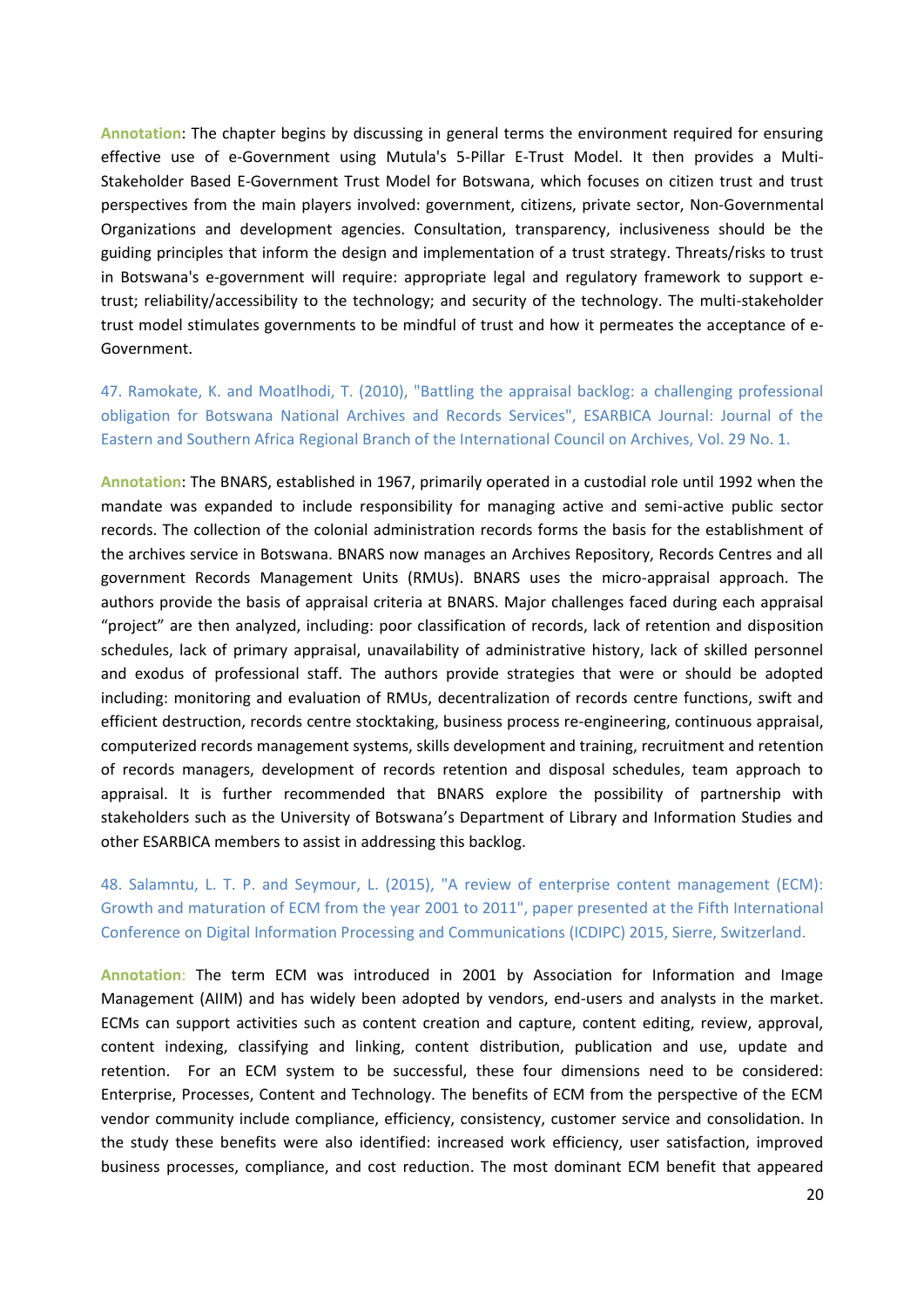**Annotation**: The chapter begins by discussing in general terms the environment required for ensuring effective use of e-Government using Mutula's 5-Pillar E-Trust Model. It then provides a Multi-Stakeholder Based E-Government Trust Model for Botswana, which focuses on citizen trust and trust perspectives from the main players involved: government, citizens, private sector, Non-Governmental Organizations and development agencies. Consultation, transparency, inclusiveness should be the guiding principles that inform the design and implementation of a trust strategy. Threats/risks to trust in Botswana's e-government will require: appropriate legal and regulatory framework to support e-trust; reliability/accessibility to the technology; and security of the technology. The multi-stakeholder trust model stimulates governments to be mindful of trust and how it permeates the acceptance of e-Government.

47. Ramokate, K. and Moatlhodi, T. (2010), "Battling the appraisal backlog: a challenging professional obligation for Botswana National Archives and Records Services", ESARBICA Journal: Journal of the Eastern and Southern Africa Regional Branch of the International Council on Archives, Vol. 29 No. 1.

**Annotation**: The BNARS, established in 1967, primarily operated in a custodial role until 1992 when the mandate was expanded to include responsibility for managing active and semi-active public sector records. The collection of the colonial administration records forms the basis for the establishment of the archives service in Botswana. BNARS now manages an Archives Repository, Records Centres and all government Records Management Units (RMUs). BNARS uses the micro-appraisal approach. The authors provide the basis of appraisal criteria at BNARS. Major challenges faced during each appraisal "project" are then analyzed, including: poor classification of records, lack of retention and disposition schedules, lack of primary appraisal, unavailability of administrative history, lack of skilled personnel and exodus of professional staff. The authors provide strategies that were or should be adopted including: monitoring and evaluation of RMUs, decentralization of records centre functions, swift and efficient destruction, records centre stocktaking, business process re-engineering, continuous appraisal, computerized records management systems, skills development and training, recruitment and retention of records managers, development of records retention and disposal schedules, team approach to appraisal. It is further recommended that BNARS explore the possibility of partnership with stakeholders such as the University of Botswana's Department of Library and Information Studies and other ESARBICA members to assist in addressing this backlog.

48. Salamntu, L. T. P. and Seymour, L. (2015), "A review of enterprise content management (ECM): Growth and maturation of ECM from the year 2001 to 2011", paper presented at the Fifth International Conference on Digital Information Processing and Communications (ICDIPC) 2015, Sierre, Switzerland.

**Annotation**: The term ECM was introduced in 2001 by Association for Information and Image Management (AIIM) and has widely been adopted by vendors, end-users and analysts in the market. ECMs can support activities such as content creation and capture, content editing, review, approval, content indexing, classifying and linking, content distribution, publication and use, update and retention. For an ECM system to be successful, these four dimensions need to be considered: Enterprise, Processes, Content and Technology. The benefits of ECM from the perspective of the ECM vendor community include compliance, efficiency, consistency, customer service and consolidation. In the study these benefits were also identified: increased work efficiency, user satisfaction, improved business processes, compliance, and cost reduction. The most dominant ECM benefit that appeared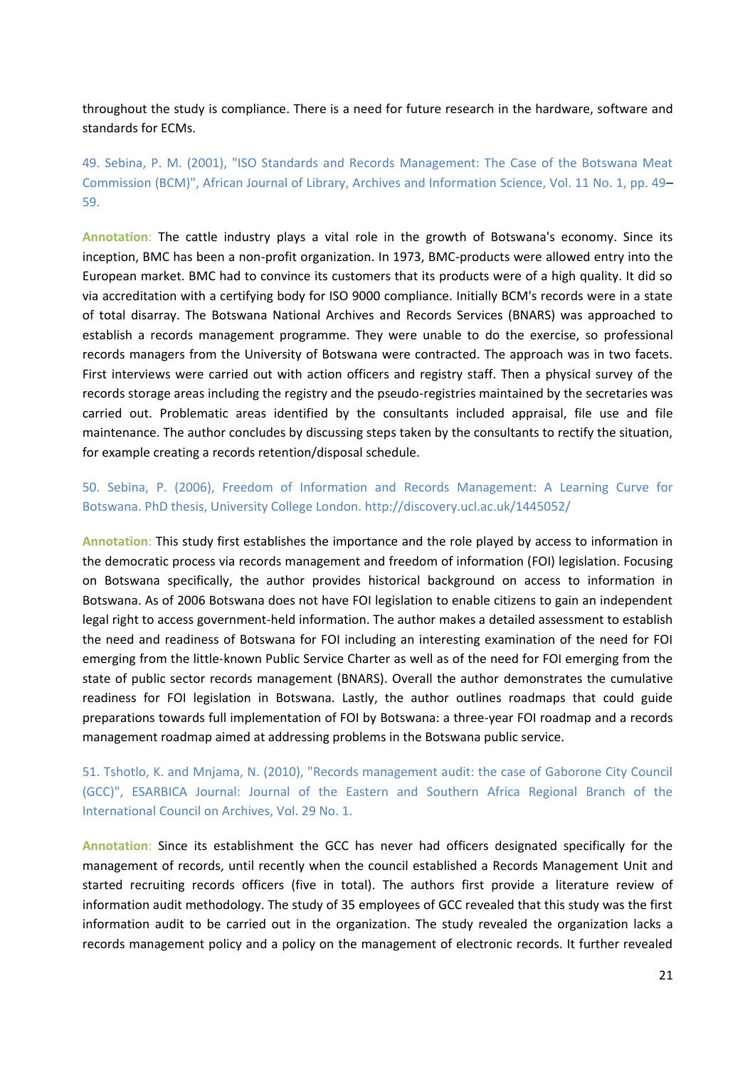throughout the study is compliance. There is a need for future research in the hardware, software and standards for ECMs.

49. Sebina, P. M. (2001), "ISO Standards and Records Management: The Case of the Botswana Meat Commission (BCM)", African Journal of Library, Archives and Information Science, Vol. 11 No. 1, pp. 49–59.

**Annotation**: The cattle industry plays a vital role in the growth of Botswana's economy. Since its inception, BMC has been a non-profit organization. In 1973, BMC-products were allowed entry into the European market. BMC had to convince its customers that its products were of a high quality. It did so via accreditation with a certifying body for ISO 9000 compliance. Initially BCM's records were in a state of total disarray. The Botswana National Archives and Records Services (BNARS) was approached to establish a records management programme. They were unable to do the exercise, so professional records managers from the University of Botswana were contracted. The approach was in two facets. First interviews were carried out with action officers and registry staff. Then a physical survey of the records storage areas including the registry and the pseudo-registries maintained by the secretaries was carried out. Problematic areas identified by the consultants included appraisal, file use and file maintenance. The author concludes by discussing steps taken by the consultants to rectify the situation, for example creating a records retention/disposal schedule.

50. Sebina, P. (2006), Freedom of Information and Records Management: A Learning Curve for Botswana. PhD thesis, University College London. http://discovery.ucl.ac.uk/1445052/

**Annotation**: This study first establishes the importance and the role played by access to information in the democratic process via records management and freedom of information (FOI) legislation. Focusing on Botswana specifically, the author provides historical background on access to information in Botswana. As of 2006 Botswana does not have FOI legislation to enable citizens to gain an independent legal right to access government-held information. The author makes a detailed assessment to establish the need and readiness of Botswana for FOI including an interesting examination of the need for FOI emerging from the little-known Public Service Charter as well as of the need for FOI emerging from the state of public sector records management (BNARS). Overall the author demonstrates the cumulative readiness for FOI legislation in Botswana. Lastly, the author outlines roadmaps that could guide preparations towards full implementation of FOI by Botswana: a three-year FOI roadmap and a records management roadmap aimed at addressing problems in the Botswana public service.

51. Tshotlo, K. and Mnjama, N. (2010), "Records management audit: the case of Gaborone City Council (GCC)", ESARBICA Journal: Journal of the Eastern and Southern Africa Regional Branch of the International Council on Archives, Vol. 29 No. 1.

**Annotation**: Since its establishment the GCC has never had officers designated specifically for the management of records, until recently when the council established a Records Management Unit and started recruiting records officers (five in total). The authors first provide a literature review of information audit methodology. The study of 35 employees of GCC revealed that this study was the first information audit to be carried out in the organization. The study revealed the organization lacks a records management policy and a policy on the management of electronic records. It further revealed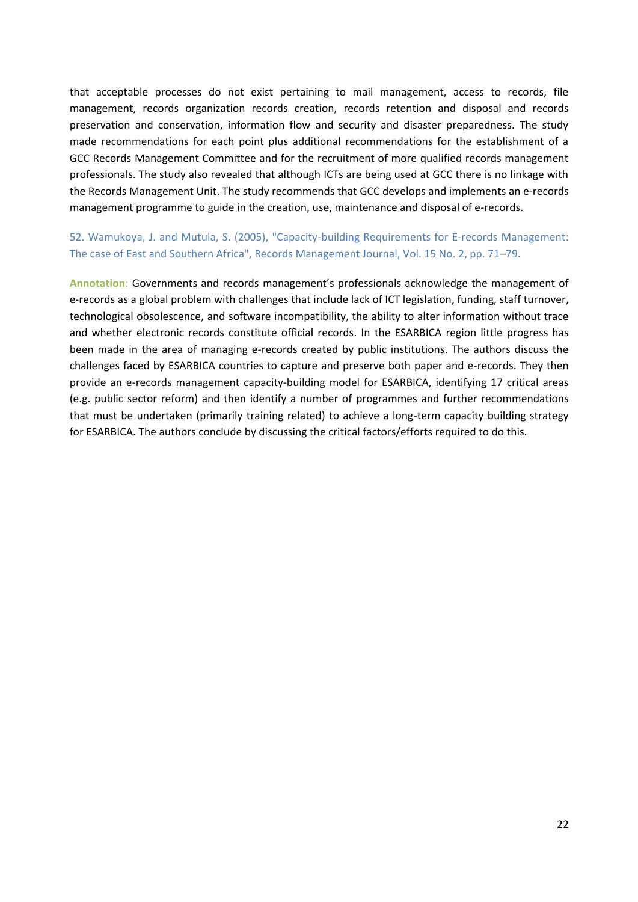that acceptable processes do not exist pertaining to mail management, access to records, file management, records organization records creation, records retention and disposal and records preservation and conservation, information flow and security and disaster preparedness. The study made recommendations for each point plus additional recommendations for the establishment of a GCC Records Management Committee and for the recruitment of more qualified records management professionals. The study also revealed that although ICTs are being used at GCC there is no linkage with the Records Management Unit. The study recommends that GCC develops and implements an e-records management programme to guide in the creation, use, maintenance and disposal of e-records.

52. Wamukoya, J. and Mutula, S. (2005), "Capacity-building Requirements for E-records Management: The case of East and Southern Africa", Records Management Journal, Vol. 15 No. 2, pp. 71–79.

**Annotation**: Governments and records management's professionals acknowledge the management of e-records as a global problem with challenges that include lack of ICT legislation, funding, staff turnover, technological obsolescence, and software incompatibility, the ability to alter information without trace and whether electronic records constitute official records. In the ESARBICA region little progress has been made in the area of managing e-records created by public institutions. The authors discuss the challenges faced by ESARBICA countries to capture and preserve both paper and e-records. They then provide an e-records management capacity-building model for ESARBICA, identifying 17 critical areas (e.g. public sector reform) and then identify a number of programmes and further recommendations that must be undertaken (primarily training related) to achieve a long-term capacity building strategy for ESARBICA. The authors conclude by discussing the critical factors/efforts required to do this.